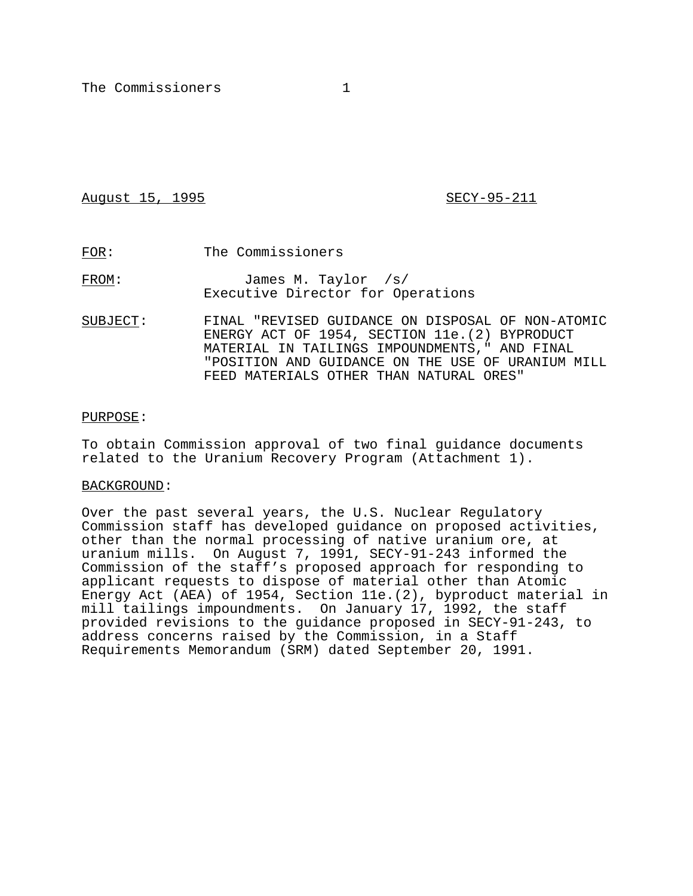August 15, 1995 SECY-95-211

FOR: The Commissioners

FROM: James M. Taylor /s/
Executive Director for Operations

SUBJECT: FINAL "REVISED GUIDANCE ON DISPOSAL OF NON-ATOMIC ENERGY ACT OF 1954, SECTION 11e.(2) BYPRODUCT MATERIAL IN TAILINGS IMPOUNDMENTS," AND FINAL "POSITION AND GUIDANCE ON THE USE OF URANIUM MILL FEED MATERIALS OTHER THAN NATURAL ORES"

PURPOSE:

To obtain Commission approval of two final guidance documents related to the Uranium Recovery Program (Attachment 1).

BACKGROUND:

Over the past several years, the U.S. Nuclear Regulatory Commission staff has developed guidance on proposed activities, other than the normal processing of native uranium ore, at uranium mills. On August 7, 1991, SECY-91-243 informed the Commission of the staff's proposed approach for responding to applicant requests to dispose of material other than Atomic Energy Act (AEA) of 1954, Section 11e.(2), byproduct material in mill tailings impoundments. On January 17, 1992, the staff provided revisions to the guidance proposed in SECY-91-243, to address concerns raised by the Commission, in a Staff Requirements Memorandum (SRM) dated September 20, 1991.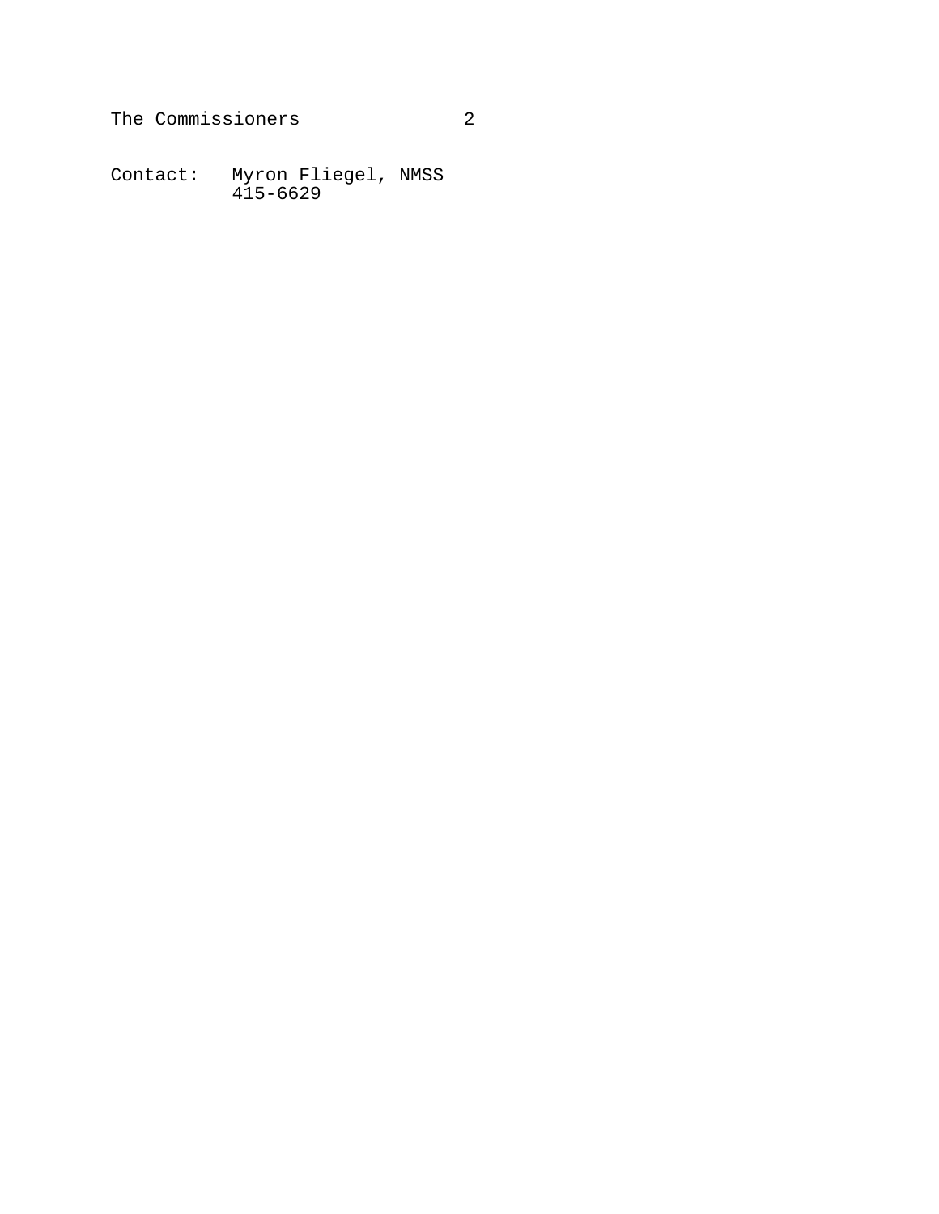Contact: Myron Fliegel, NMSS
415-6629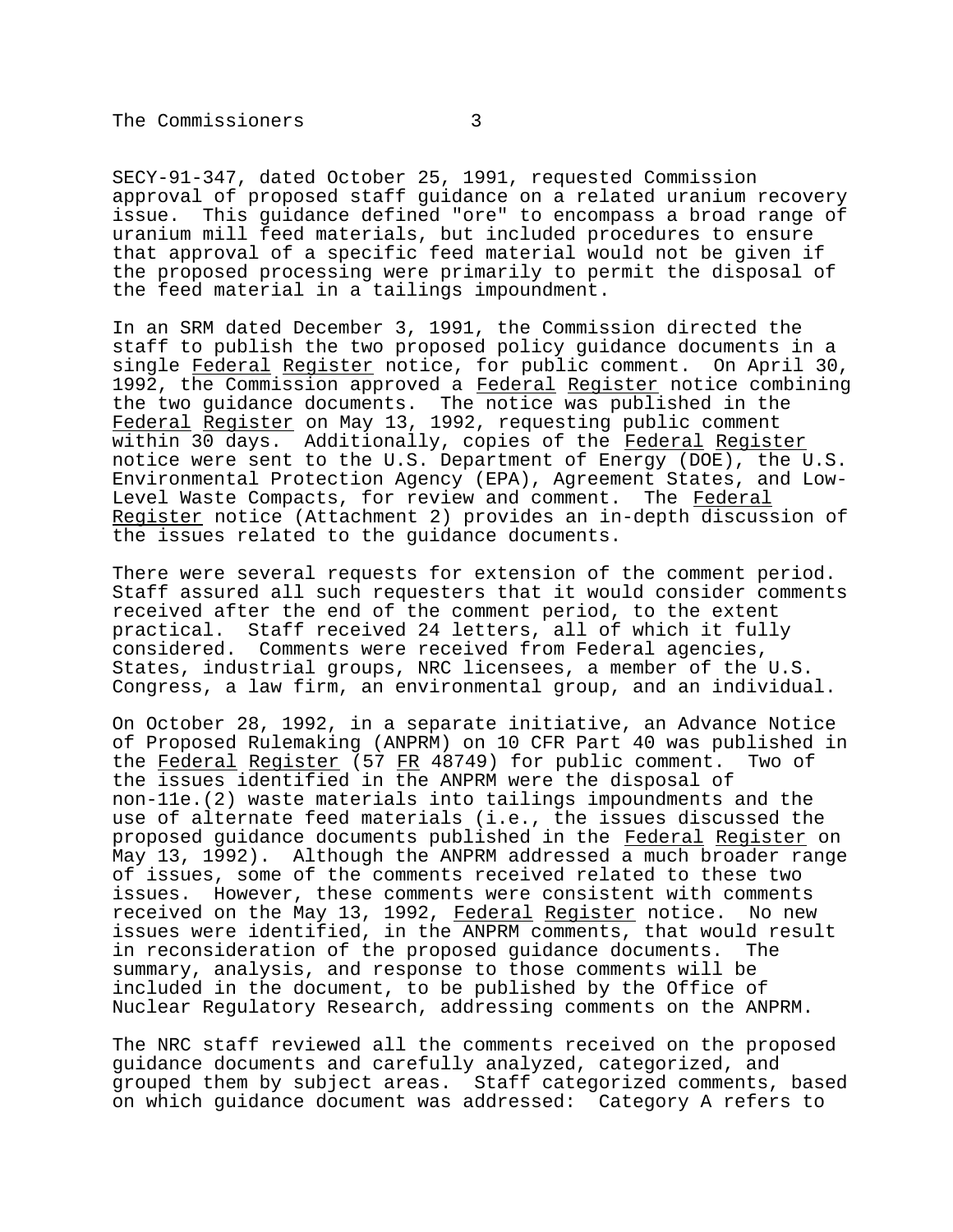SECY-91-347, dated October 25, 1991, requested Commission approval of proposed staff guidance on a related uranium recovery issue. This guidance defined "ore" to encompass a broad range of uranium mill feed materials, but included procedures to ensure that approval of a specific feed material would not be given if the proposed processing were primarily to permit the disposal of the feed material in a tailings impoundment.

In an SRM dated December 3, 1991, the Commission directed the staff to publish the two proposed policy guidance documents in a single Federal Register notice, for public comment. On April 30, 1992, the Commission approved a Federal Register notice combining the two guidance documents. The notice was published in the Federal Register on May 13, 1992, requesting public comment within 30 days. Additionally, copies of the Federal Register notice were sent to the U.S. Department of Energy (DOE), the U.S. Environmental Protection Agency (EPA), Agreement States, and Low-Level Waste Compacts, for review and comment. The Federal Register notice (Attachment 2) provides an in-depth discussion of the issues related to the guidance documents.

There were several requests for extension of the comment period. Staff assured all such requesters that it would consider comments received after the end of the comment period, to the extent practical. Staff received 24 letters, all of which it fully considered. Comments were received from Federal agencies, States, industrial groups, NRC licensees, a member of the U.S. Congress, a law firm, an environmental group, and an individual.

On October 28, 1992, in a separate initiative, an Advance Notice of Proposed Rulemaking (ANPRM) on 10 CFR Part 40 was published in the Federal Register (57 FR 48749) for public comment. Two of the issues identified in the ANPRM were the disposal of non-11e.(2) waste materials into tailings impoundments and the use of alternate feed materials (i.e., the issues discussed the proposed guidance documents published in the Federal Register on May 13, 1992). Although the ANPRM addressed a much broader range of issues, some of the comments received related to these two issues. However, these comments were consistent with comments received on the May 13, 1992, Federal Register notice. No new issues were identified, in the ANPRM comments, that would result in reconsideration of the proposed guidance documents. The summary, analysis, and response to those comments will be included in the document, to be published by the Office of Nuclear Regulatory Research, addressing comments on the ANPRM.

The NRC staff reviewed all the comments received on the proposed guidance documents and carefully analyzed, categorized, and grouped them by subject areas. Staff categorized comments, based on which guidance document was addressed: Category A refers to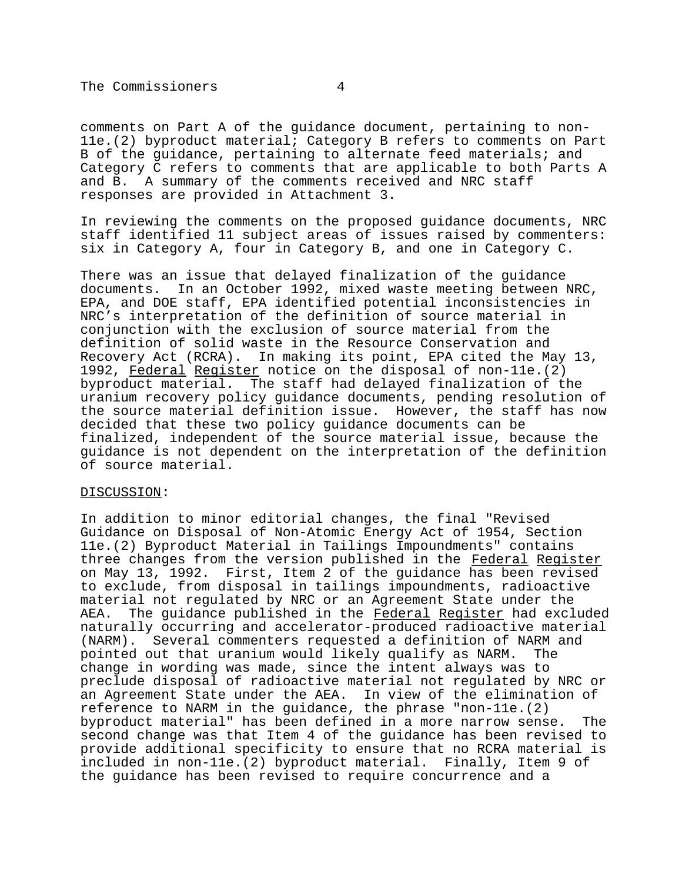comments on Part A of the guidance document, pertaining to non-11e.(2) byproduct material; Category B refers to comments on Part B of the guidance, pertaining to alternate feed materials; and Category C refers to comments that are applicable to both Parts A and B. A summary of the comments received and NRC staff responses are provided in Attachment 3.

In reviewing the comments on the proposed guidance documents, NRC staff identified 11 subject areas of issues raised by commenters: six in Category A, four in Category B, and one in Category C.

There was an issue that delayed finalization of the guidance documents. In an October 1992, mixed waste meeting between NRC, EPA, and DOE staff, EPA identified potential inconsistencies in NRC's interpretation of the definition of source material in conjunction with the exclusion of source material from the definition of solid waste in the Resource Conservation and Recovery Act (RCRA). In making its point, EPA cited the May 13, 1992, Federal Register notice on the disposal of non-11e.(2) byproduct material. The staff had delayed finalization of the uranium recovery policy guidance documents, pending resolution of the source material definition issue. However, the staff has now decided that these two policy guidance documents can be finalized, independent of the source material issue, because the guidance is not dependent on the interpretation of the definition of source material.

DISCUSSION:

In addition to minor editorial changes, the final "Revised Guidance on Disposal of Non-Atomic Energy Act of 1954, Section 11e.(2) Byproduct Material in Tailings Impoundments" contains three changes from the version published in the Federal Register on May 13, 1992. First, Item 2 of the guidance has been revised to exclude, from disposal in tailings impoundments, radioactive material not regulated by NRC or an Agreement State under the AEA. The guidance published in the Federal Register had excluded naturally occurring and accelerator-produced radioactive material (NARM). Several commenters requested a definition of NARM and pointed out that uranium would likely qualify as NARM. The change in wording was made, since the intent always was to preclude disposal of radioactive material not regulated by NRC or an Agreement State under the AEA. In view of the elimination of reference to NARM in the guidance, the phrase "non-11e.(2) byproduct material" has been defined in a more narrow sense. The second change was that Item 4 of the guidance has been revised to provide additional specificity to ensure that no RCRA material is included in non-11e.(2) byproduct material. Finally, Item 9 of the guidance has been revised to require concurrence and a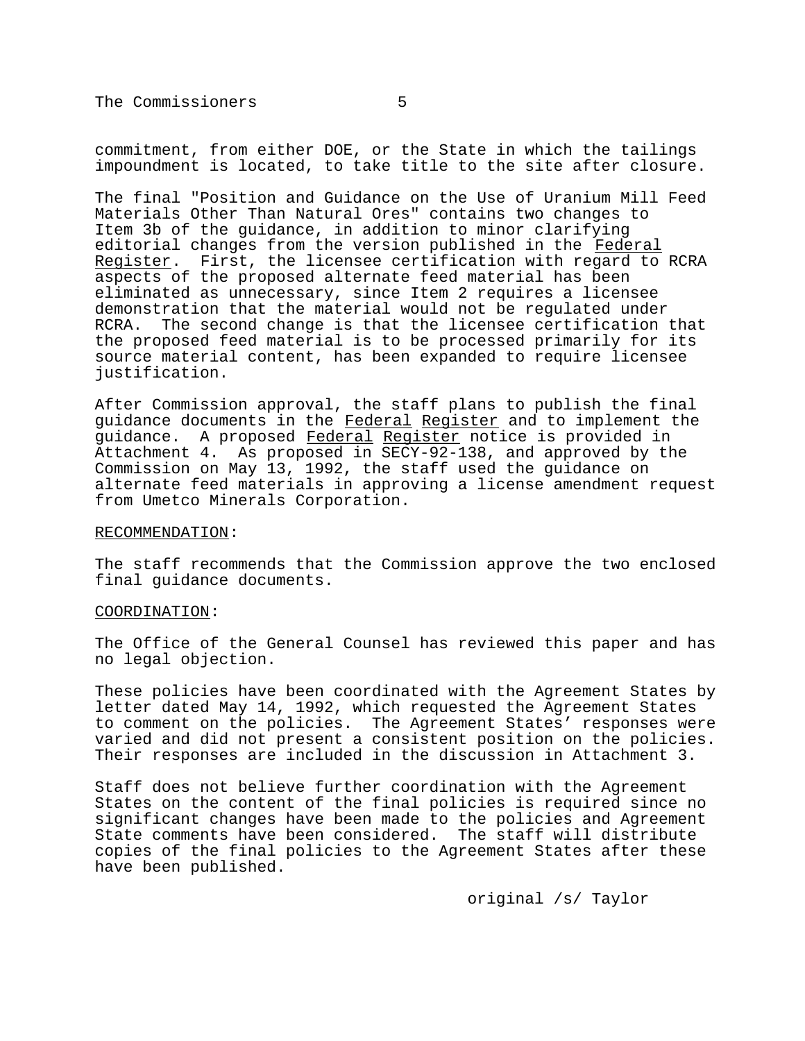commitment, from either DOE, or the State in which the tailings impoundment is located, to take title to the site after closure.

The final "Position and Guidance on the Use of Uranium Mill Feed Materials Other Than Natural Ores" contains two changes to Item 3b of the guidance, in addition to minor clarifying editorial changes from the version published in the Federal Register. First, the licensee certification with regard to RCRA aspects of the proposed alternate feed material has been eliminated as unnecessary, since Item 2 requires a licensee demonstration that the material would not be regulated under RCRA. The second change is that the licensee certification that the proposed feed material is to be processed primarily for its source material content, has been expanded to require licensee justification.

After Commission approval, the staff plans to publish the final guidance documents in the Federal Register and to implement the guidance. A proposed Federal Register notice is provided in Attachment 4. As proposed in SECY-92-138, and approved by the Commission on May 13, 1992, the staff used the guidance on alternate feed materials in approving a license amendment request from Umetco Minerals Corporation.

RECOMMENDATION:

The staff recommends that the Commission approve the two enclosed final guidance documents.

COORDINATION:

The Office of the General Counsel has reviewed this paper and has no legal objection.

These policies have been coordinated with the Agreement States by letter dated May 14, 1992, which requested the Agreement States to comment on the policies. The Agreement States' responses were varied and did not present a consistent position on the policies. Their responses are included in the discussion in Attachment 3.

Staff does not believe further coordination with the Agreement States on the content of the final policies is required since no significant changes have been made to the policies and Agreement State comments have been considered. The staff will distribute copies of the final policies to the Agreement States after these have been published.

original /s/ Taylor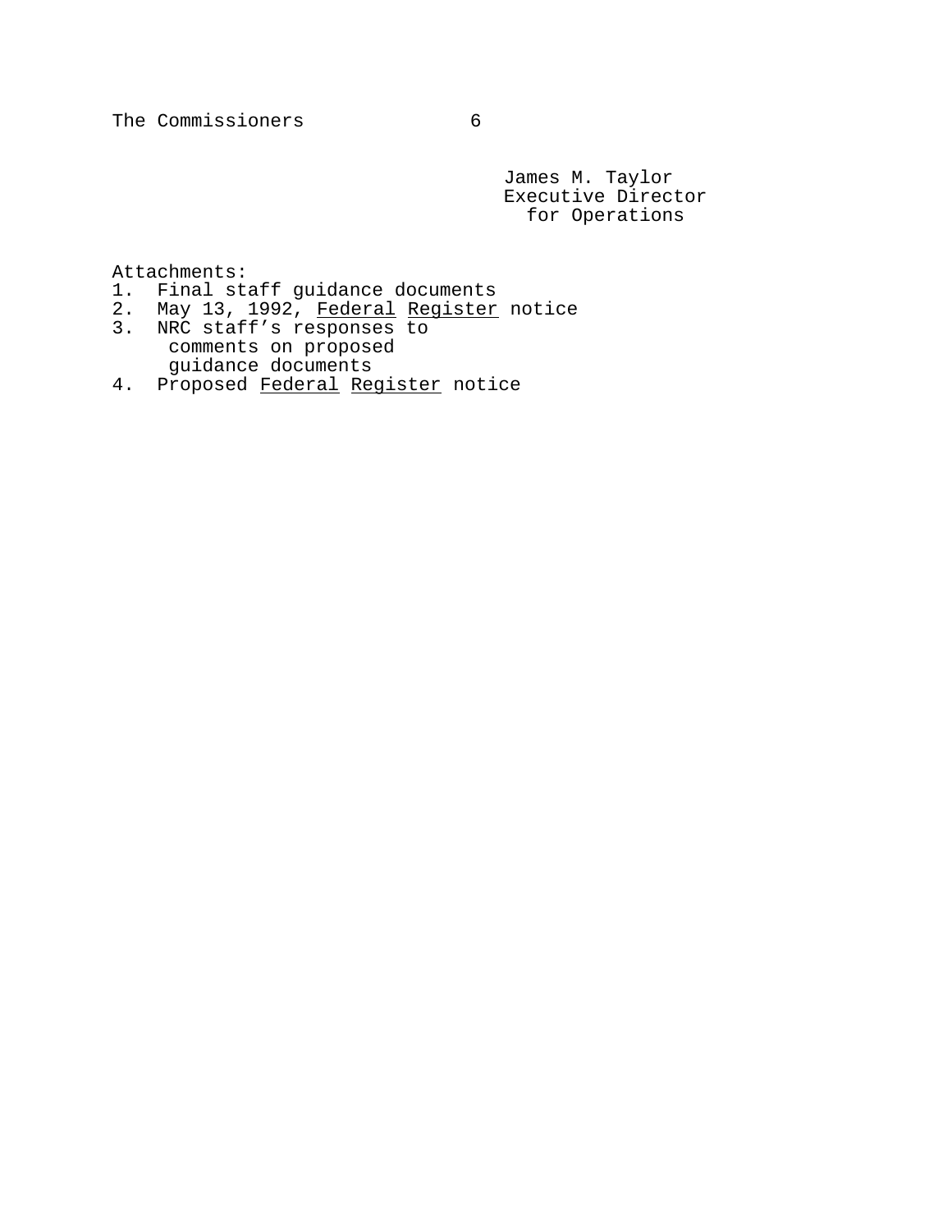James M. Taylor
Executive Director
for Operations

Attachments:
1. Final staff guidance documents
2. May 13, 1992, Federal Register notice
3. NRC staff's responses to comments on proposed guidance documents
4. Proposed Federal Register notice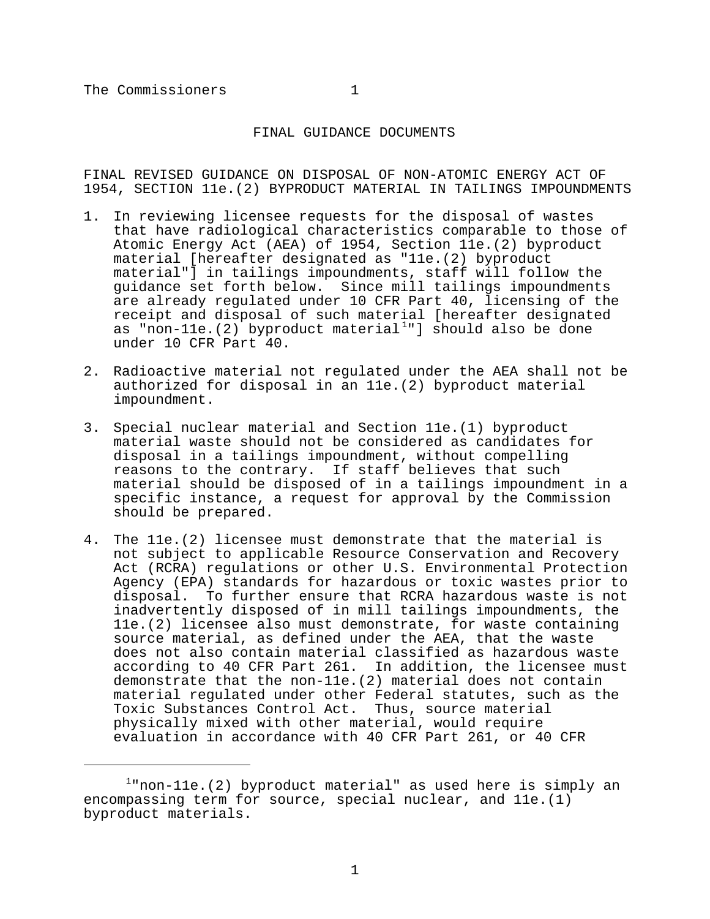## FINAL GUIDANCE DOCUMENTS

### FINAL REVISED GUIDANCE ON DISPOSAL OF NON-ATOMIC ENERGY ACT OF 1954, SECTION 11e.(2) BYPRODUCT MATERIAL IN TAILINGS IMPOUNDMENTS

1. In reviewing licensee requests for the disposal of wastes that have radiological characteristics comparable to those of Atomic Energy Act (AEA) of 1954, Section 11e.(2) byproduct material [hereafter designated as "11e.(2) byproduct material"] in tailings impoundments, staff will follow the guidance set forth below. Since mill tailings impoundments are already regulated under 10 CFR Part 40, licensing of the receipt and disposal of such material [hereafter designated as "non-11e.(2) byproduct material[1]"] should also be done under 10 CFR Part 40.

2. Radioactive material not regulated under the AEA shall not be authorized for disposal in an 11e.(2) byproduct material impoundment.

3. Special nuclear material and Section 11e.(1) byproduct material waste should not be considered as candidates for disposal in a tailings impoundment, without compelling reasons to the contrary. If staff believes that such material should be disposed of in a tailings impoundment in a specific instance, a request for approval by the Commission should be prepared.

4. The 11e.(2) licensee must demonstrate that the material is not subject to applicable Resource Conservation and Recovery Act (RCRA) regulations or other U.S. Environmental Protection Agency (EPA) standards for hazardous or toxic wastes prior to disposal. To further ensure that RCRA hazardous waste is not inadvertently disposed of in mill tailings impoundments, the 11e.(2) licensee also must demonstrate, for waste containing source material, as defined under the AEA, that the waste does not also contain material classified as hazardous waste according to 40 CFR Part 261. In addition, the licensee must demonstrate that the non-11e.(2) material does not contain material regulated under other Federal statutes, such as the Toxic Substances Control Act. Thus, source material physically mixed with other material, would require evaluation in accordance with 40 CFR Part 261, or 40 CFR

---

[1] "non-11e.(2) byproduct material" as used here is simply an encompassing term for source, special nuclear, and 11e.(1) byproduct materials.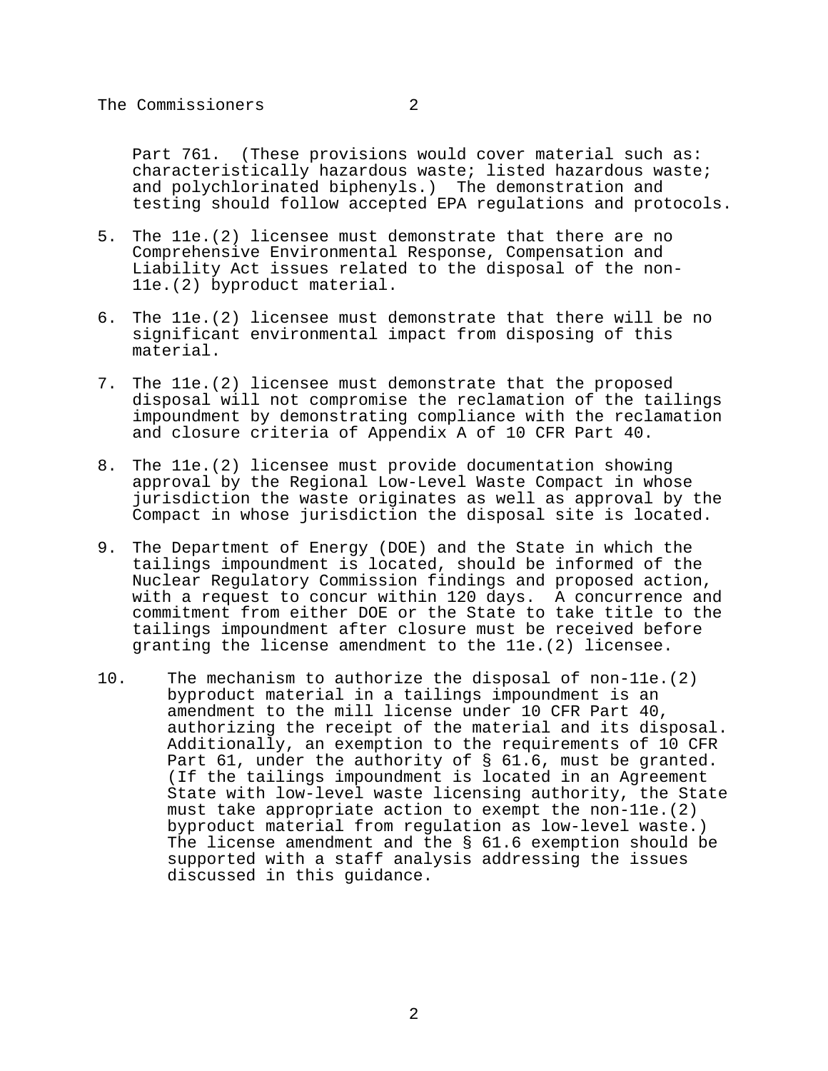Part 761. (These provisions would cover material such as: characteristically hazardous waste; listed hazardous waste; and polychlorinated biphenyls.) The demonstration and testing should follow accepted EPA regulations and protocols.

5. The 11e.(2) licensee must demonstrate that there are no Comprehensive Environmental Response, Compensation and Liability Act issues related to the disposal of the non-11e.(2) byproduct material.

6. The 11e.(2) licensee must demonstrate that there will be no significant environmental impact from disposing of this material.

7. The 11e.(2) licensee must demonstrate that the proposed disposal will not compromise the reclamation of the tailings impoundment by demonstrating compliance with the reclamation and closure criteria of Appendix A of 10 CFR Part 40.

8. The 11e.(2) licensee must provide documentation showing approval by the Regional Low-Level Waste Compact in whose jurisdiction the waste originates as well as approval by the Compact in whose jurisdiction the disposal site is located.

9. The Department of Energy (DOE) and the State in which the tailings impoundment is located, should be informed of the Nuclear Regulatory Commission findings and proposed action, with a request to concur within 120 days. A concurrence and commitment from either DOE or the State to take title to the tailings impoundment after closure must be received before granting the license amendment to the 11e.(2) licensee.

10. The mechanism to authorize the disposal of non-11e.(2) byproduct material in a tailings impoundment is an amendment to the mill license under 10 CFR Part 40, authorizing the receipt of the material and its disposal. Additionally, an exemption to the requirements of 10 CFR Part 61, under the authority of § 61.6, must be granted. (If the tailings impoundment is located in an Agreement State with low-level waste licensing authority, the State must take appropriate action to exempt the non-11e.(2) byproduct material from regulation as low-level waste.) The license amendment and the § 61.6 exemption should be supported with a staff analysis addressing the issues discussed in this guidance.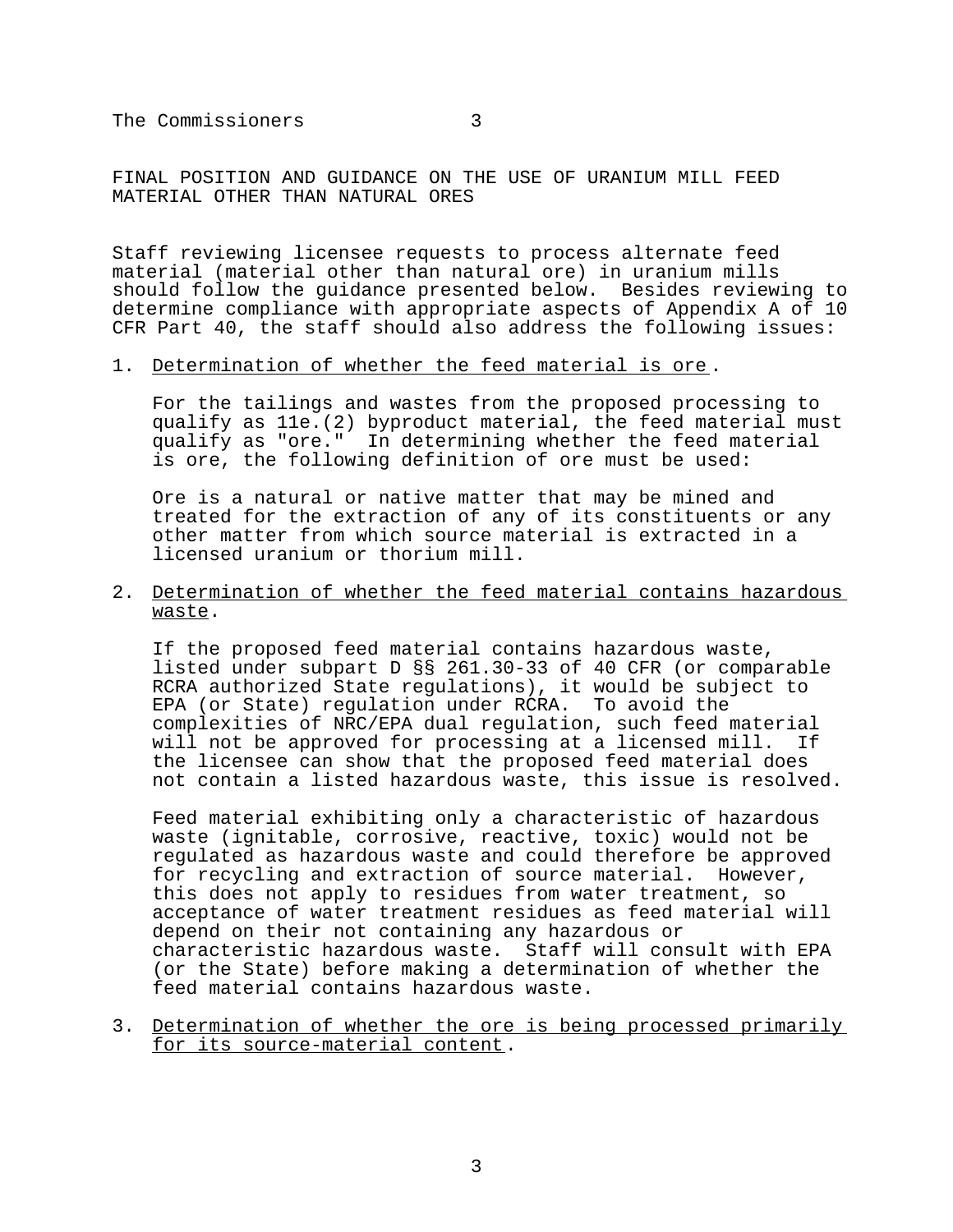# FINAL POSITION AND GUIDANCE ON THE USE OF URANIUM MILL FEED MATERIAL OTHER THAN NATURAL ORES

Staff reviewing licensee requests to process alternate feed material (material other than natural ore) in uranium mills should follow the guidance presented below. Besides reviewing to determine compliance with appropriate aspects of Appendix A of 10 CFR Part 40, the staff should also address the following issues:

1. Determination of whether the feed material is ore.

   For the tailings and wastes from the proposed processing to qualify as 11e.(2) byproduct material, the feed material must qualify as "ore." In determining whether the feed material is ore, the following definition of ore must be used:

   Ore is a natural or native matter that may be mined and treated for the extraction of any of its constituents or any other matter from which source material is extracted in a licensed uranium or thorium mill.

2. Determination of whether the feed material contains hazardous waste.

   If the proposed feed material contains hazardous waste, listed under subpart D §§ 261.30-33 of 40 CFR (or comparable RCRA authorized State regulations), it would be subject to EPA (or State) regulation under RCRA. To avoid the complexities of NRC/EPA dual regulation, such feed material will not be approved for processing at a licensed mill. If the licensee can show that the proposed feed material does not contain a listed hazardous waste, this issue is resolved.

   Feed material exhibiting only a characteristic of hazardous waste (ignitable, corrosive, reactive, toxic) would not be regulated as hazardous waste and could therefore be approved for recycling and extraction of source material. However, this does not apply to residues from water treatment, so acceptance of water treatment residues as feed material will depend on their not containing any hazardous or characteristic hazardous waste. Staff will consult with EPA (or the State) before making a determination of whether the feed material contains hazardous waste.

3. Determination of whether the ore is being processed primarily for its source-material content.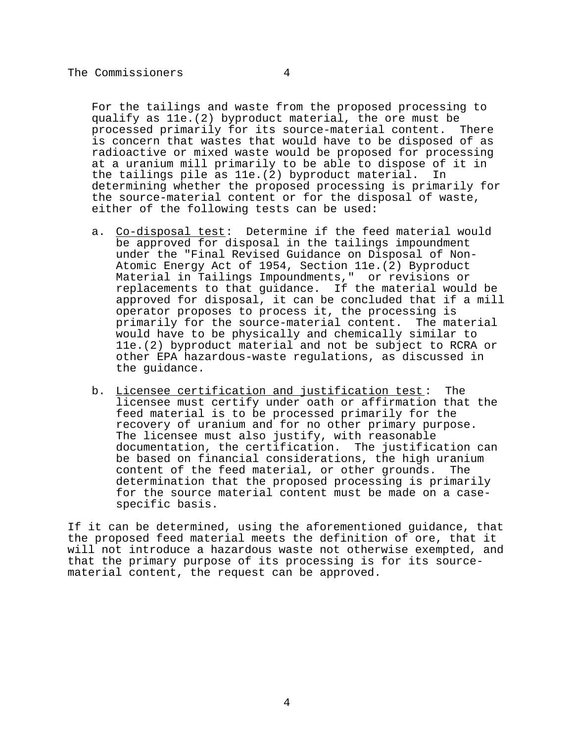For the tailings and waste from the proposed processing to qualify as 11e.(2) byproduct material, the ore must be processed primarily for its source-material content. There is concern that wastes that would have to be disposed of as radioactive or mixed waste would be proposed for processing at a uranium mill primarily to be able to dispose of it in the tailings pile as 11e.(2) byproduct material. In determining whether the proposed processing is primarily for the source-material content or for the disposal of waste, either of the following tests can be used:

a. Co-disposal test: Determine if the feed material would be approved for disposal in the tailings impoundment under the "Final Revised Guidance on Disposal of Non-Atomic Energy Act of 1954, Section 11e.(2) Byproduct Material in Tailings Impoundments," or revisions or replacements to that guidance. If the material would be approved for disposal, it can be concluded that if a mill operator proposes to process it, the processing is primarily for the source-material content. The material would have to be physically and chemically similar to 11e.(2) byproduct material and not be subject to RCRA or other EPA hazardous-waste regulations, as discussed in the guidance.

b. Licensee certification and justification test: The licensee must certify under oath or affirmation that the feed material is to be processed primarily for the recovery of uranium and for no other primary purpose. The licensee must also justify, with reasonable documentation, the certification. The justification can be based on financial considerations, the high uranium content of the feed material, or other grounds. The determination that the proposed processing is primarily for the source material content must be made on a case-specific basis.

If it can be determined, using the aforementioned guidance, that the proposed feed material meets the definition of ore, that it will not introduce a hazardous waste not otherwise exempted, and that the primary purpose of its processing is for its source-material content, the request can be approved.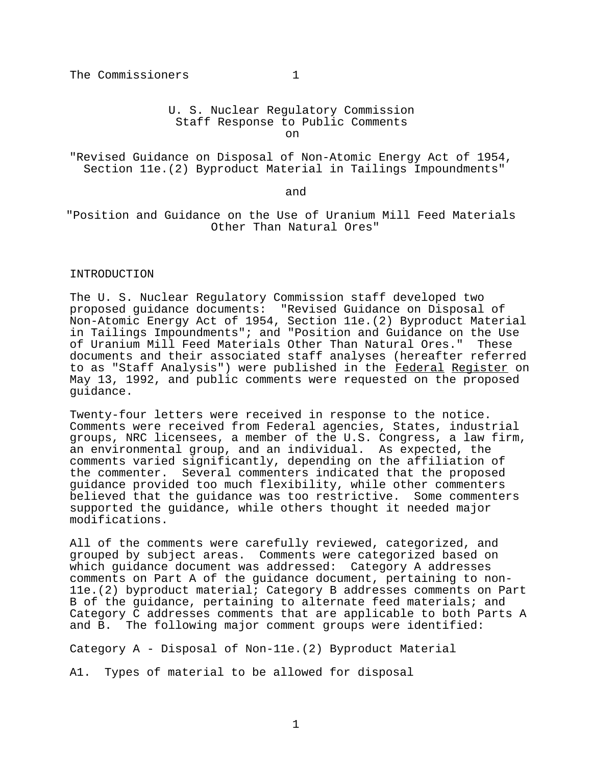U. S. Nuclear Regulatory Commission
Staff Response to Public Comments
on

"Revised Guidance on Disposal of Non-Atomic Energy Act of 1954, Section 11e.(2) Byproduct Material in Tailings Impoundments"

and

"Position and Guidance on the Use of Uranium Mill Feed Materials Other Than Natural Ores"

## INTRODUCTION

The U. S. Nuclear Regulatory Commission staff developed two proposed guidance documents: "Revised Guidance on Disposal of Non-Atomic Energy Act of 1954, Section 11e.(2) Byproduct Material in Tailings Impoundments"; and "Position and Guidance on the Use of Uranium Mill Feed Materials Other Than Natural Ores." These documents and their associated staff analyses (hereafter referred to as "Staff Analysis") were published in the Federal Register on May 13, 1992, and public comments were requested on the proposed guidance.

Twenty-four letters were received in response to the notice. Comments were received from Federal agencies, States, industrial groups, NRC licensees, a member of the U.S. Congress, a law firm, an environmental group, and an individual. As expected, the comments varied significantly, depending on the affiliation of the commenter. Several commenters indicated that the proposed guidance provided too much flexibility, while other commenters believed that the guidance was too restrictive. Some commenters supported the guidance, while others thought it needed major modifications.

All of the comments were carefully reviewed, categorized, and grouped by subject areas. Comments were categorized based on which guidance document was addressed: Category A addresses comments on Part A of the guidance document, pertaining to non-11e.(2) byproduct material; Category B addresses comments on Part B of the guidance, pertaining to alternate feed materials; and Category C addresses comments that are applicable to both Parts A and B. The following major comment groups were identified:

Category A - Disposal of Non-11e.(2) Byproduct Material

A1. Types of material to be allowed for disposal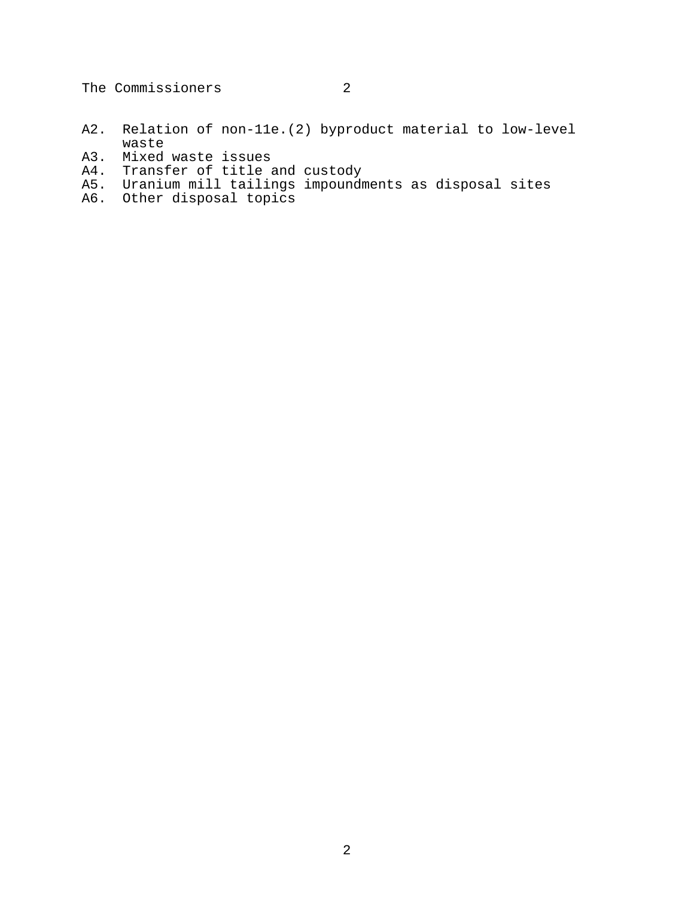A2. Relation of non-11e.(2) byproduct material to low-level waste
A3. Mixed waste issues
A4. Transfer of title and custody
A5. Uranium mill tailings impoundments as disposal sites
A6. Other disposal topics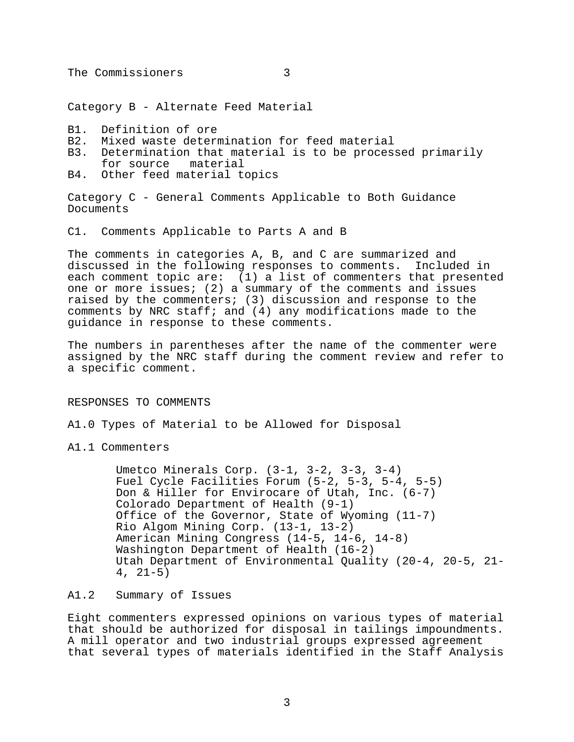Category B - Alternate Feed Material

B1. Definition of ore
B2. Mixed waste determination for feed material
B3. Determination that material is to be processed primarily for source material
B4. Other feed material topics

Category C - General Comments Applicable to Both Guidance Documents

C1. Comments Applicable to Parts A and B

The comments in categories A, B, and C are summarized and discussed in the following responses to comments. Included in each comment topic are: (1) a list of commenters that presented one or more issues; (2) a summary of the comments and issues raised by the commenters; (3) discussion and response to the comments by NRC staff; and (4) any modifications made to the guidance in response to these comments.

The numbers in parentheses after the name of the commenter were assigned by the NRC staff during the comment review and refer to a specific comment.

## RESPONSES TO COMMENTS

### A1.0 Types of Material to be Allowed for Disposal

#### A1.1 Commenters

- Umetco Minerals Corp. (3-1, 3-2, 3-3, 3-4)
- Fuel Cycle Facilities Forum (5-2, 5-3, 5-4, 5-5)
- Don & Hiller for Envirocare of Utah, Inc. (6-7)
- Colorado Department of Health (9-1)
- Office of the Governor, State of Wyoming (11-7)
- Rio Algom Mining Corp. (13-1, 13-2)
- American Mining Congress (14-5, 14-6, 14-8)
- Washington Department of Health (16-2)
- Utah Department of Environmental Quality (20-4, 20-5, 21-4, 21-5)

#### A1.2 Summary of Issues

Eight commenters expressed opinions on various types of material that should be authorized for disposal in tailings impoundments. A mill operator and two industrial groups expressed agreement that several types of materials identified in the Staff Analysis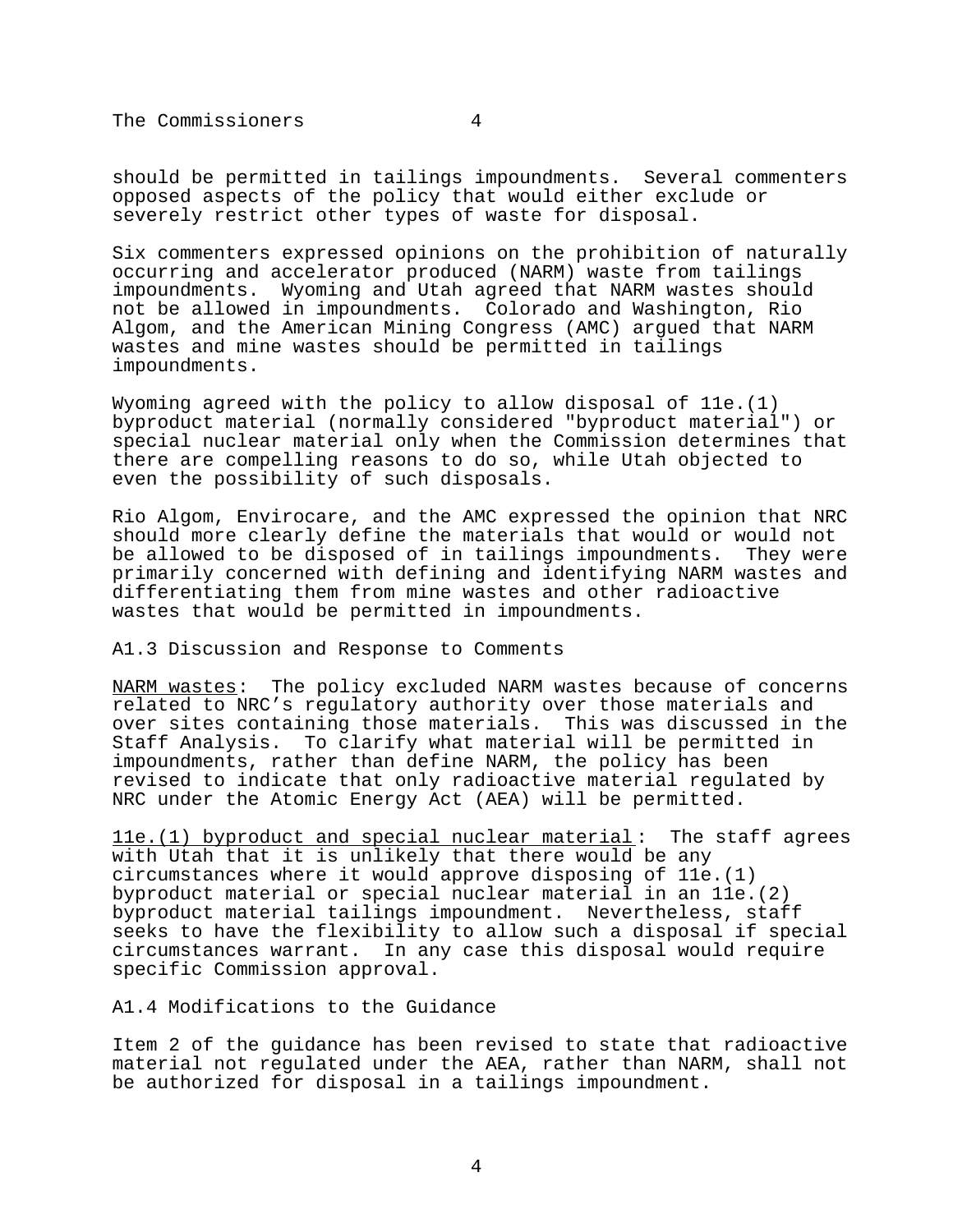should be permitted in tailings impoundments. Several commenters opposed aspects of the policy that would either exclude or severely restrict other types of waste for disposal.

Six commenters expressed opinions on the prohibition of naturally occurring and accelerator produced (NARM) waste from tailings impoundments. Wyoming and Utah agreed that NARM wastes should not be allowed in impoundments. Colorado and Washington, Rio Algom, and the American Mining Congress (AMC) argued that NARM wastes and mine wastes should be permitted in tailings impoundments.

Wyoming agreed with the policy to allow disposal of 11e.(1) byproduct material (normally considered "byproduct material") or special nuclear material only when the Commission determines that there are compelling reasons to do so, while Utah objected to even the possibility of such disposals.

Rio Algom, Envirocare, and the AMC expressed the opinion that NRC should more clearly define the materials that would or would not be allowed to be disposed of in tailings impoundments. They were primarily concerned with defining and identifying NARM wastes and differentiating them from mine wastes and other radioactive wastes that would be permitted in impoundments.

A1.3 Discussion and Response to Comments

NARM wastes: The policy excluded NARM wastes because of concerns related to NRC's regulatory authority over those materials and over sites containing those materials. This was discussed in the Staff Analysis. To clarify what material will be permitted in impoundments, rather than define NARM, the policy has been revised to indicate that only radioactive material regulated by NRC under the Atomic Energy Act (AEA) will be permitted.

11e.(1) byproduct and special nuclear material: The staff agrees with Utah that it is unlikely that there would be any circumstances where it would approve disposing of 11e.(1) byproduct material or special nuclear material in an 11e.(2) byproduct material tailings impoundment. Nevertheless, staff seeks to have the flexibility to allow such a disposal if special circumstances warrant. In any case this disposal would require specific Commission approval.

A1.4 Modifications to the Guidance

Item 2 of the guidance has been revised to state that radioactive material not regulated under the AEA, rather than NARM, shall not be authorized for disposal in a tailings impoundment.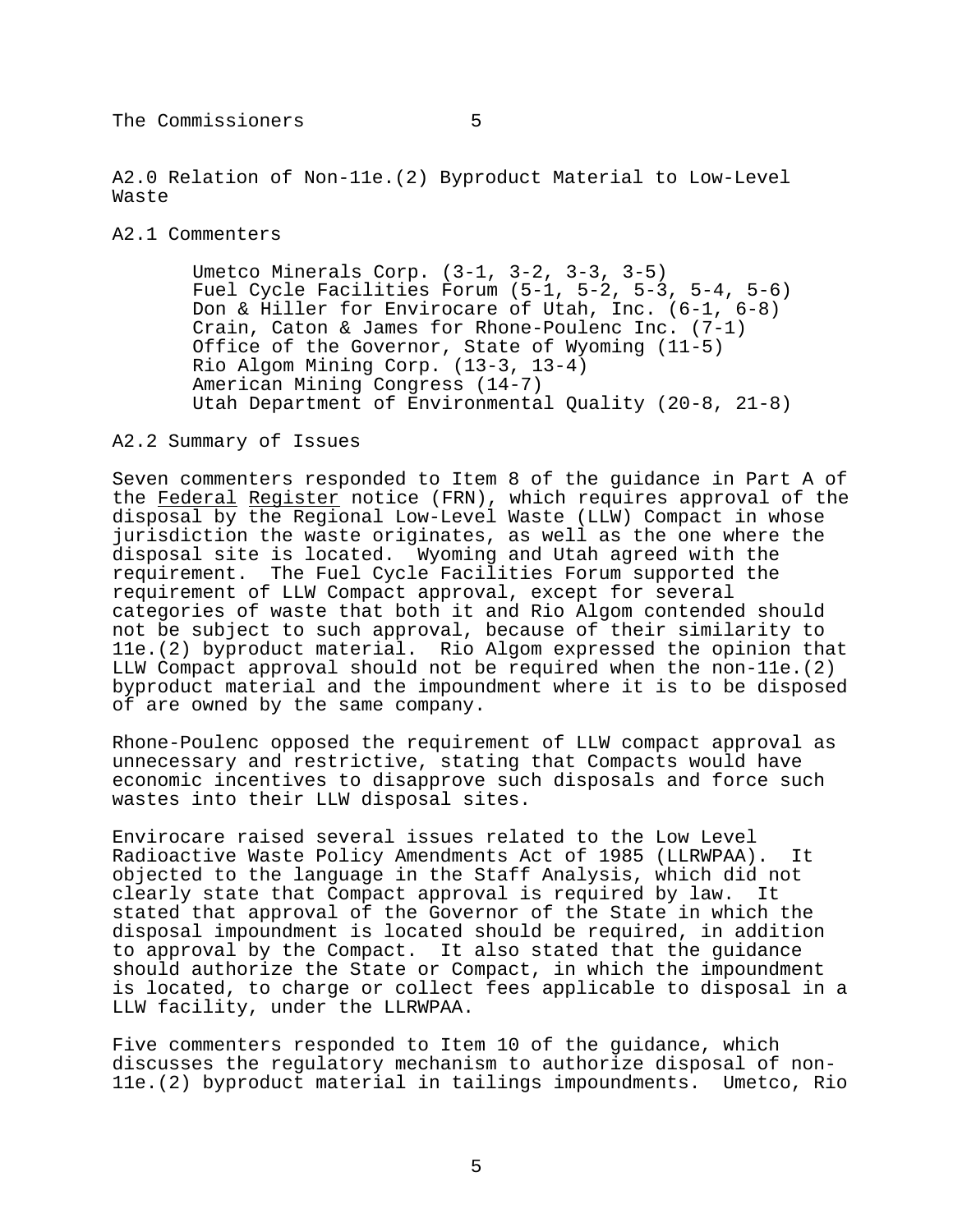## A2.0 Relation of Non-11e.(2) Byproduct Material to Low-Level Waste

### A2.1 Commenters

- Umetco Minerals Corp. (3-1, 3-2, 3-3, 3-5)
- Fuel Cycle Facilities Forum (5-1, 5-2, 5-3, 5-4, 5-6)
- Don & Hiller for Envirocare of Utah, Inc. (6-1, 6-8)
- Crain, Caton & James for Rhone-Poulenc Inc. (7-1)
- Office of the Governor, State of Wyoming (11-5)
- Rio Algom Mining Corp. (13-3, 13-4)
- American Mining Congress (14-7)
- Utah Department of Environmental Quality (20-8, 21-8)

### A2.2 Summary of Issues

Seven commenters responded to Item 8 of the guidance in Part A of the Federal Register notice (FRN), which requires approval of the disposal by the Regional Low-Level Waste (LLW) Compact in whose jurisdiction the waste originates, as well as the one where the disposal site is located. Wyoming and Utah agreed with the requirement. The Fuel Cycle Facilities Forum supported the requirement of LLW Compact approval, except for several categories of waste that both it and Rio Algom contended should not be subject to such approval, because of their similarity to 11e.(2) byproduct material. Rio Algom expressed the opinion that LLW Compact approval should not be required when the non-11e.(2) byproduct material and the impoundment where it is to be disposed of are owned by the same company.

Rhone-Poulenc opposed the requirement of LLW compact approval as unnecessary and restrictive, stating that Compacts would have economic incentives to disapprove such disposals and force such wastes into their LLW disposal sites.

Envirocare raised several issues related to the Low Level Radioactive Waste Policy Amendments Act of 1985 (LLRWPAA). It objected to the language in the Staff Analysis, which did not clearly state that Compact approval is required by law. It stated that approval of the Governor of the State in which the disposal impoundment is located should be required, in addition to approval by the Compact. It also stated that the guidance should authorize the State or Compact, in which the impoundment is located, to charge or collect fees applicable to disposal in a LLW facility, under the LLRWPAA.

Five commenters responded to Item 10 of the guidance, which discusses the regulatory mechanism to authorize disposal of non-11e.(2) byproduct material in tailings impoundments. Umetco, Rio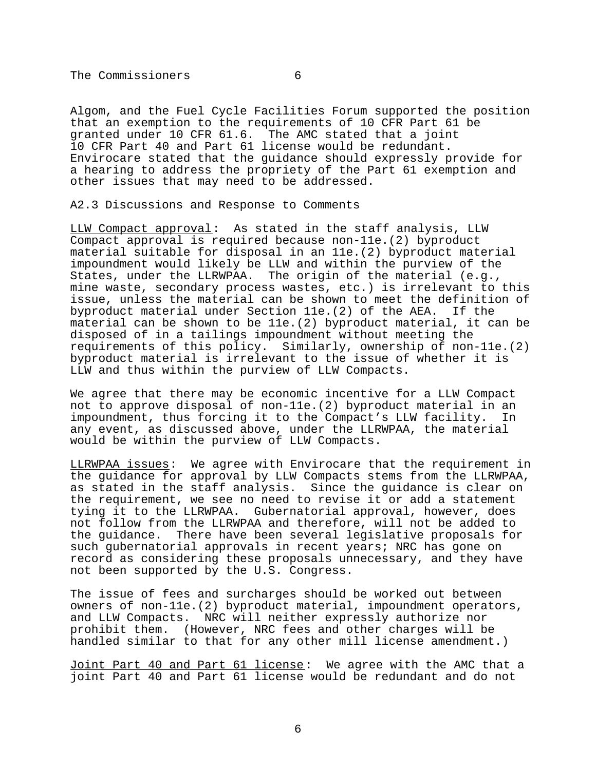Algom, and the Fuel Cycle Facilities Forum supported the position that an exemption to the requirements of 10 CFR Part 61 be granted under 10 CFR 61.6. The AMC stated that a joint 10 CFR Part 40 and Part 61 license would be redundant. Envirocare stated that the guidance should expressly provide for a hearing to address the propriety of the Part 61 exemption and other issues that may need to be addressed.

A2.3 Discussions and Response to Comments

LLW Compact approval: As stated in the staff analysis, LLW Compact approval is required because non-11e.(2) byproduct material suitable for disposal in an 11e.(2) byproduct material impoundment would likely be LLW and within the purview of the States, under the LLRWPAA. The origin of the material (e.g., mine waste, secondary process wastes, etc.) is irrelevant to this issue, unless the material can be shown to meet the definition of byproduct material under Section 11e.(2) of the AEA. If the material can be shown to be 11e.(2) byproduct material, it can be disposed of in a tailings impoundment without meeting the requirements of this policy. Similarly, ownership of non-11e.(2) byproduct material is irrelevant to the issue of whether it is LLW and thus within the purview of LLW Compacts.

We agree that there may be economic incentive for a LLW Compact not to approve disposal of non-11e.(2) byproduct material in an impoundment, thus forcing it to the Compact's LLW facility. In any event, as discussed above, under the LLRWPAA, the material would be within the purview of LLW Compacts.

LLRWPAA issues: We agree with Envirocare that the requirement in the guidance for approval by LLW Compacts stems from the LLRWPAA, as stated in the staff analysis. Since the guidance is clear on the requirement, we see no need to revise it or add a statement tying it to the LLRWPAA. Gubernatorial approval, however, does not follow from the LLRWPAA and therefore, will not be added to the guidance. There have been several legislative proposals for such gubernatorial approvals in recent years; NRC has gone on record as considering these proposals unnecessary, and they have not been supported by the U.S. Congress.

The issue of fees and surcharges should be worked out between owners of non-11e.(2) byproduct material, impoundment operators, and LLW Compacts. NRC will neither expressly authorize nor prohibit them. (However, NRC fees and other charges will be handled similar to that for any other mill license amendment.)

Joint Part 40 and Part 61 license: We agree with the AMC that a joint Part 40 and Part 61 license would be redundant and do not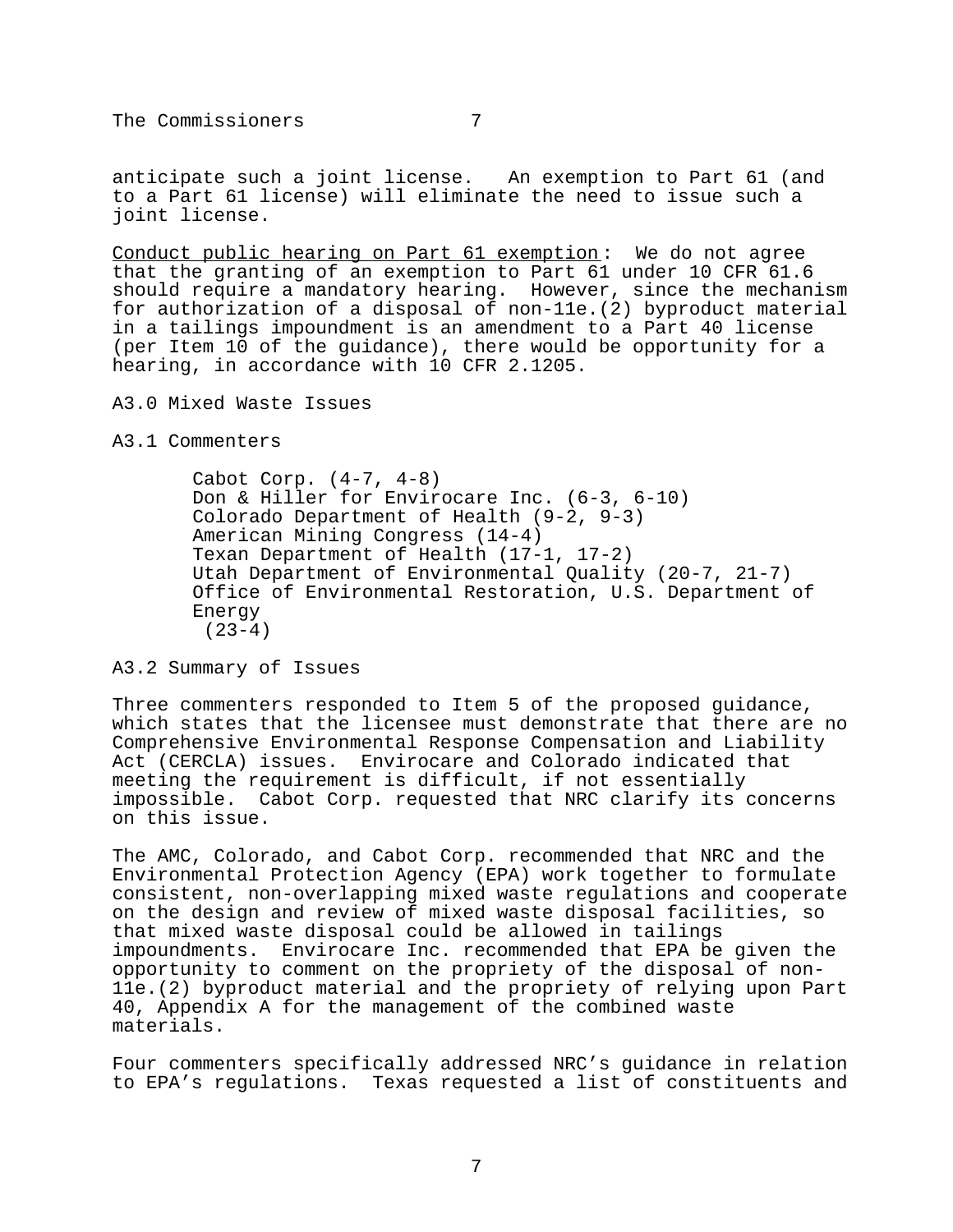anticipate such a joint license. An exemption to Part 61 (and to a Part 61 license) will eliminate the need to issue such a joint license.

Conduct public hearing on Part 61 exemption: We do not agree that the granting of an exemption to Part 61 under 10 CFR 61.6 should require a mandatory hearing. However, since the mechanism for authorization of a disposal of non-11e.(2) byproduct material in a tailings impoundment is an amendment to a Part 40 license (per Item 10 of the guidance), there would be opportunity for a hearing, in accordance with 10 CFR 2.1205.

A3.0 Mixed Waste Issues

A3.1 Commenters

Cabot Corp. (4-7, 4-8)
Don & Hiller for Envirocare Inc. (6-3, 6-10)
Colorado Department of Health (9-2, 9-3)
American Mining Congress (14-4)
Texan Department of Health (17-1, 17-2)
Utah Department of Environmental Quality (20-7, 21-7)
Office of Environmental Restoration, U.S. Department of Energy
(23-4)

A3.2 Summary of Issues

Three commenters responded to Item 5 of the proposed guidance, which states that the licensee must demonstrate that there are no Comprehensive Environmental Response Compensation and Liability Act (CERCLA) issues. Envirocare and Colorado indicated that meeting the requirement is difficult, if not essentially impossible. Cabot Corp. requested that NRC clarify its concerns on this issue.

The AMC, Colorado, and Cabot Corp. recommended that NRC and the Environmental Protection Agency (EPA) work together to formulate consistent, non-overlapping mixed waste regulations and cooperate on the design and review of mixed waste disposal facilities, so that mixed waste disposal could be allowed in tailings impoundments. Envirocare Inc. recommended that EPA be given the opportunity to comment on the propriety of the disposal of non-11e.(2) byproduct material and the propriety of relying upon Part 40, Appendix A for the management of the combined waste materials.

Four commenters specifically addressed NRC's guidance in relation to EPA's regulations. Texas requested a list of constituents and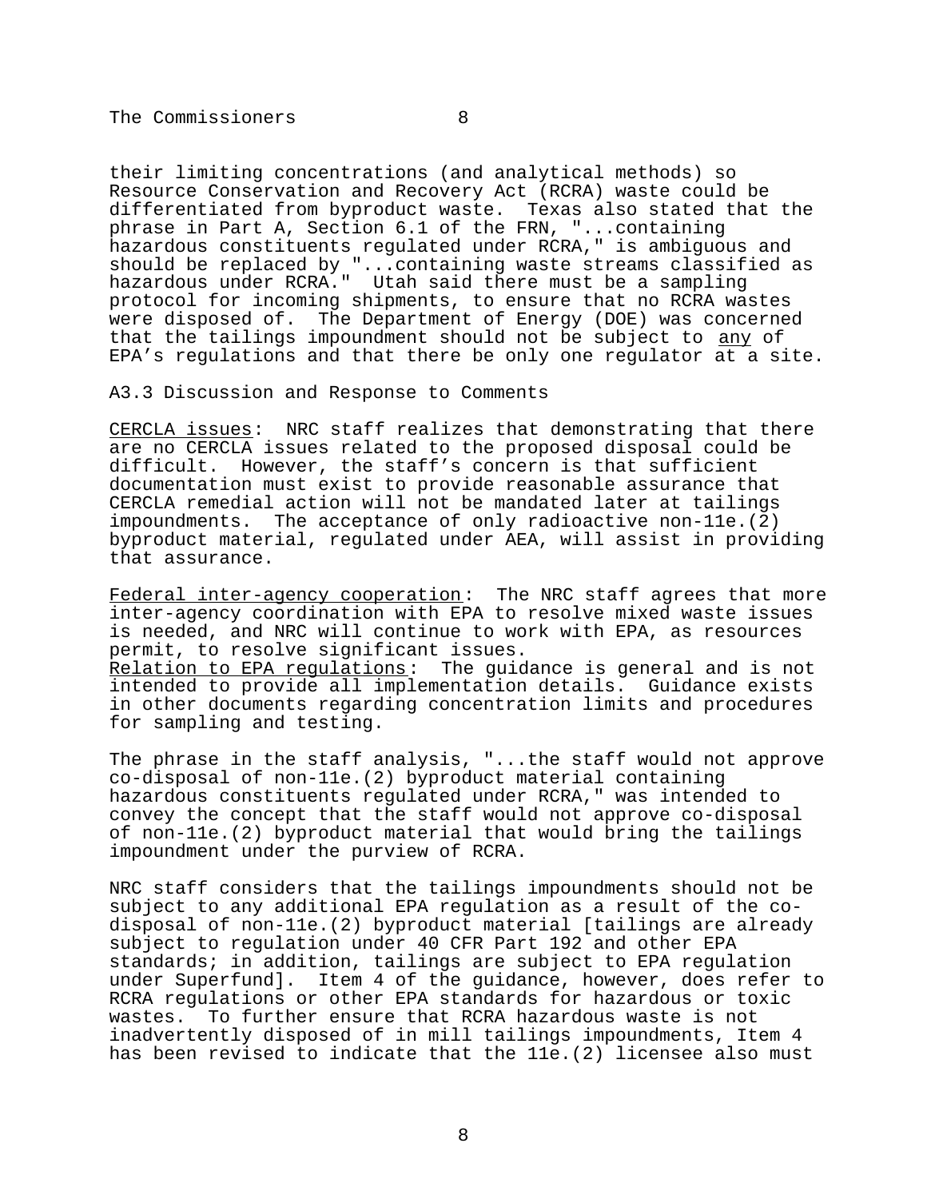their limiting concentrations (and analytical methods) so Resource Conservation and Recovery Act (RCRA) waste could be differentiated from byproduct waste. Texas also stated that the phrase in Part A, Section 6.1 of the FRN, "...containing hazardous constituents regulated under RCRA," is ambiguous and should be replaced by "...containing waste streams classified as hazardous under RCRA." Utah said there must be a sampling protocol for incoming shipments, to ensure that no RCRA wastes were disposed of. The Department of Energy (DOE) was concerned that the tailings impoundment should not be subject to <u>any</u> of EPA's regulations and that there be only one regulator at a site.

A3.3 Discussion and Response to Comments

<u>CERCLA issues</u>: NRC staff realizes that demonstrating that there are no CERCLA issues related to the proposed disposal could be difficult. However, the staff's concern is that sufficient documentation must exist to provide reasonable assurance that CERCLA remedial action will not be mandated later at tailings impoundments. The acceptance of only radioactive non-11e.(2) byproduct material, regulated under AEA, will assist in providing that assurance.

<u>Federal inter-agency cooperation</u>: The NRC staff agrees that more inter-agency coordination with EPA to resolve mixed waste issues is needed, and NRC will continue to work with EPA, as resources permit, to resolve significant issues.
<u>Relation to EPA regulations</u>: The guidance is general and is not intended to provide all implementation details. Guidance exists in other documents regarding concentration limits and procedures for sampling and testing.

The phrase in the staff analysis, "...the staff would not approve co-disposal of non-11e.(2) byproduct material containing hazardous constituents regulated under RCRA," was intended to convey the concept that the staff would not approve co-disposal of non-11e.(2) byproduct material that would bring the tailings impoundment under the purview of RCRA.

NRC staff considers that the tailings impoundments should not be subject to any additional EPA regulation as a result of the co-disposal of non-11e.(2) byproduct material [tailings are already subject to regulation under 40 CFR Part 192 and other EPA standards; in addition, tailings are subject to EPA regulation under Superfund]. Item 4 of the guidance, however, does refer to RCRA regulations or other EPA standards for hazardous or toxic wastes. To further ensure that RCRA hazardous waste is not inadvertently disposed of in mill tailings impoundments, Item 4 has been revised to indicate that the 11e.(2) licensee also must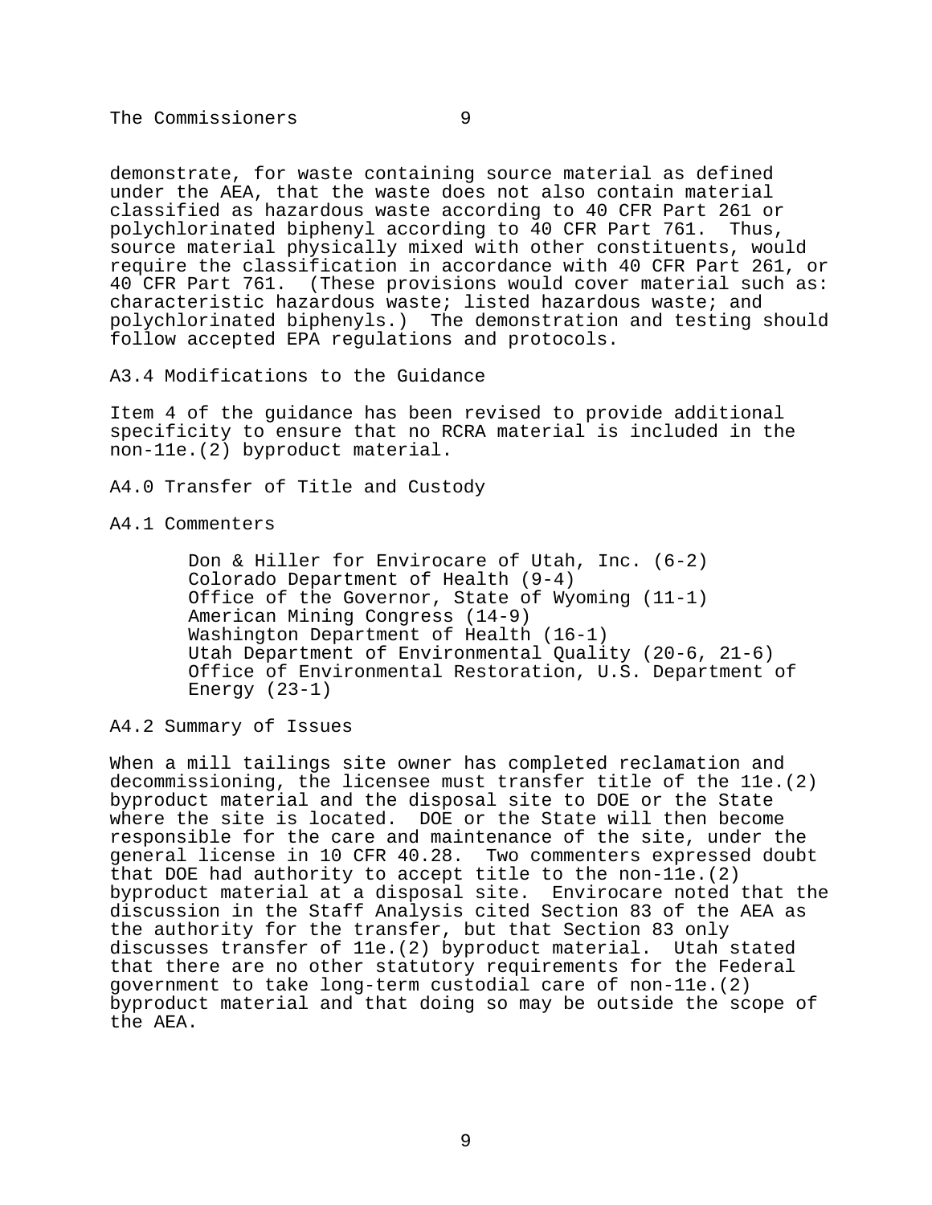demonstrate, for waste containing source material as defined under the AEA, that the waste does not also contain material classified as hazardous waste according to 40 CFR Part 261 or polychlorinated biphenyl according to 40 CFR Part 761. Thus, source material physically mixed with other constituents, would require the classification in accordance with 40 CFR Part 261, or 40 CFR Part 761. (These provisions would cover material such as: characteristic hazardous waste; listed hazardous waste; and polychlorinated biphenyls.) The demonstration and testing should follow accepted EPA regulations and protocols.

### A3.4 Modifications to the Guidance

Item 4 of the guidance has been revised to provide additional specificity to ensure that no RCRA material is included in the non-11e.(2) byproduct material.

## A4.0 Transfer of Title and Custody

### A4.1 Commenters

Don & Hiller for Envirocare of Utah, Inc. (6-2)  
Colorado Department of Health (9-4)  
Office of the Governor, State of Wyoming (11-1)  
American Mining Congress (14-9)  
Washington Department of Health (16-1)  
Utah Department of Environmental Quality (20-6, 21-6)  
Office of Environmental Restoration, U.S. Department of Energy (23-1)

### A4.2 Summary of Issues

When a mill tailings site owner has completed reclamation and decommissioning, the licensee must transfer title of the 11e.(2) byproduct material and the disposal site to DOE or the State where the site is located. DOE or the State will then become responsible for the care and maintenance of the site, under the general license in 10 CFR 40.28. Two commenters expressed doubt that DOE had authority to accept title to the non-11e.(2) byproduct material at a disposal site. Envirocare noted that the discussion in the Staff Analysis cited Section 83 of the AEA as the authority for the transfer, but that Section 83 only discusses transfer of 11e.(2) byproduct material. Utah stated that there are no other statutory requirements for the Federal government to take long-term custodial care of non-11e.(2) byproduct material and that doing so may be outside the scope of the AEA.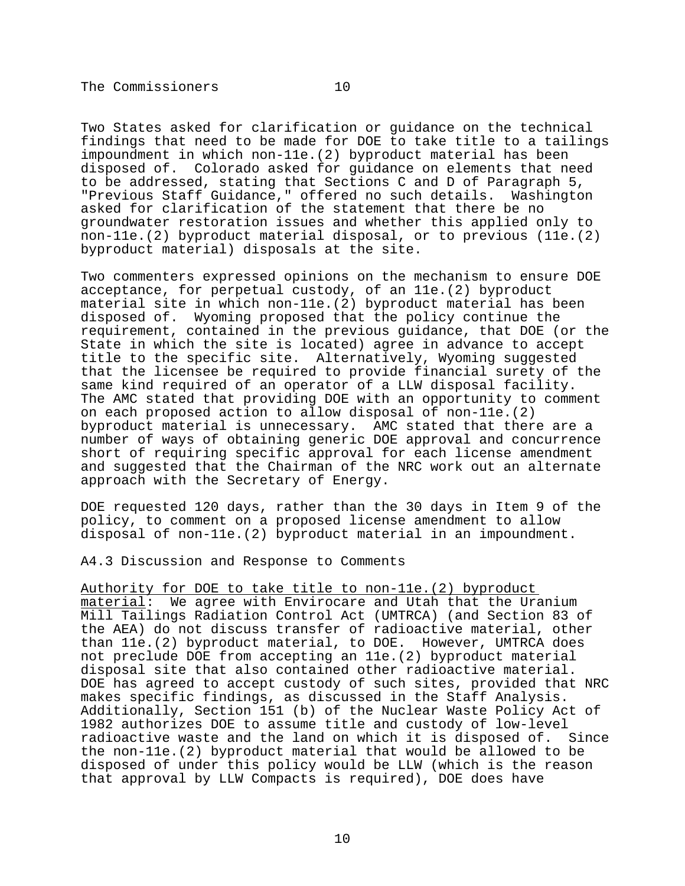Two States asked for clarification or guidance on the technical findings that need to be made for DOE to take title to a tailings impoundment in which non-11e.(2) byproduct material has been disposed of. Colorado asked for guidance on elements that need to be addressed, stating that Sections C and D of Paragraph 5, "Previous Staff Guidance," offered no such details. Washington asked for clarification of the statement that there be no groundwater restoration issues and whether this applied only to non-11e.(2) byproduct material disposal, or to previous (11e.(2) byproduct material) disposals at the site.

Two commenters expressed opinions on the mechanism to ensure DOE acceptance, for perpetual custody, of an 11e.(2) byproduct material site in which non-11e.(2) byproduct material has been disposed of. Wyoming proposed that the policy continue the requirement, contained in the previous guidance, that DOE (or the State in which the site is located) agree in advance to accept title to the specific site. Alternatively, Wyoming suggested that the licensee be required to provide financial surety of the same kind required of an operator of a LLW disposal facility. The AMC stated that providing DOE with an opportunity to comment on each proposed action to allow disposal of non-11e.(2) byproduct material is unnecessary. AMC stated that there are a number of ways of obtaining generic DOE approval and concurrence short of requiring specific approval for each license amendment and suggested that the Chairman of the NRC work out an alternate approach with the Secretary of Energy.

DOE requested 120 days, rather than the 30 days in Item 9 of the policy, to comment on a proposed license amendment to allow disposal of non-11e.(2) byproduct material in an impoundment.

A4.3 Discussion and Response to Comments

Authority for DOE to take title to non-11e.(2) byproduct material: We agree with Envirocare and Utah that the Uranium Mill Tailings Radiation Control Act (UMTRCA) (and Section 83 of the AEA) do not discuss transfer of radioactive material, other than 11e.(2) byproduct material, to DOE. However, UMTRCA does not preclude DOE from accepting an 11e.(2) byproduct material disposal site that also contained other radioactive material. DOE has agreed to accept custody of such sites, provided that NRC makes specific findings, as discussed in the Staff Analysis. Additionally, Section 151 (b) of the Nuclear Waste Policy Act of 1982 authorizes DOE to assume title and custody of low-level radioactive waste and the land on which it is disposed of. Since the non-11e.(2) byproduct material that would be allowed to be disposed of under this policy would be LLW (which is the reason that approval by LLW Compacts is required), DOE does have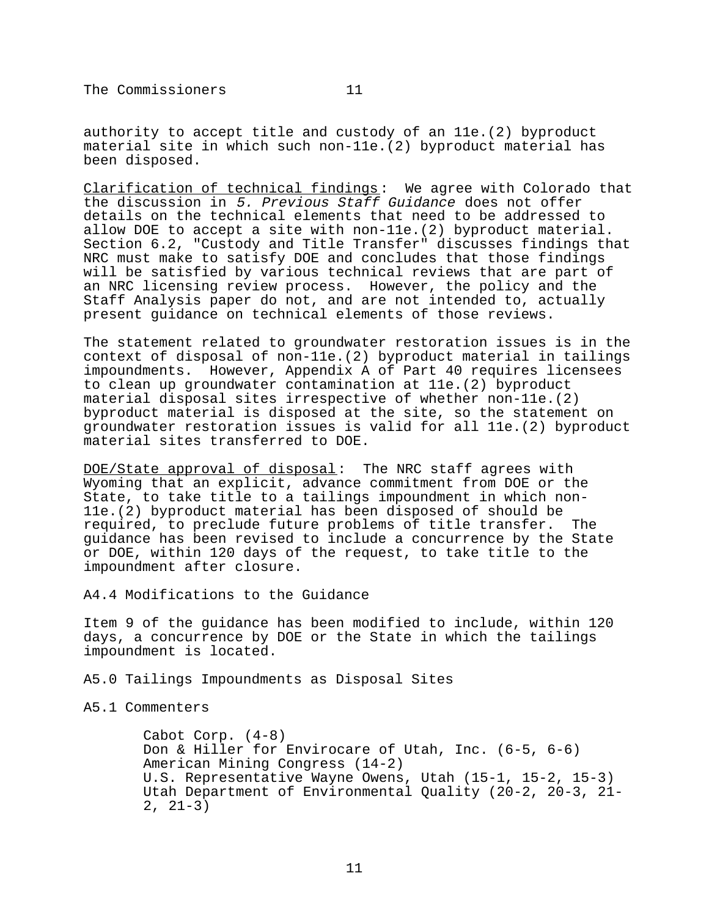authority to accept title and custody of an 11e.(2) byproduct material site in which such non-11e.(2) byproduct material has been disposed.

Clarification of technical findings: We agree with Colorado that the discussion in *5. Previous Staff Guidance* does not offer details on the technical elements that need to be addressed to allow DOE to accept a site with non-11e.(2) byproduct material. Section 6.2, "Custody and Title Transfer" discusses findings that NRC must make to satisfy DOE and concludes that those findings will be satisfied by various technical reviews that are part of an NRC licensing review process. However, the policy and the Staff Analysis paper do not, and are not intended to, actually present guidance on technical elements of those reviews.

The statement related to groundwater restoration issues is in the context of disposal of non-11e.(2) byproduct material in tailings impoundments. However, Appendix A of Part 40 requires licensees to clean up groundwater contamination at 11e.(2) byproduct material disposal sites irrespective of whether non-11e.(2) byproduct material is disposed at the site, so the statement on groundwater restoration issues is valid for all 11e.(2) byproduct material sites transferred to DOE.

DOE/State approval of disposal: The NRC staff agrees with Wyoming that an explicit, advance commitment from DOE or the State, to take title to a tailings impoundment in which non-11e.(2) byproduct material has been disposed of should be required, to preclude future problems of title transfer. The guidance has been revised to include a concurrence by the State or DOE, within 120 days of the request, to take title to the impoundment after closure.

A4.4 Modifications to the Guidance

Item 9 of the guidance has been modified to include, within 120 days, a concurrence by DOE or the State in which the tailings impoundment is located.

A5.0 Tailings Impoundments as Disposal Sites

A5.1 Commenters

Cabot Corp. (4-8)
Don & Hiller for Envirocare of Utah, Inc. (6-5, 6-6)
American Mining Congress (14-2)
U.S. Representative Wayne Owens, Utah (15-1, 15-2, 15-3)
Utah Department of Environmental Quality (20-2, 20-3, 21-2, 21-3)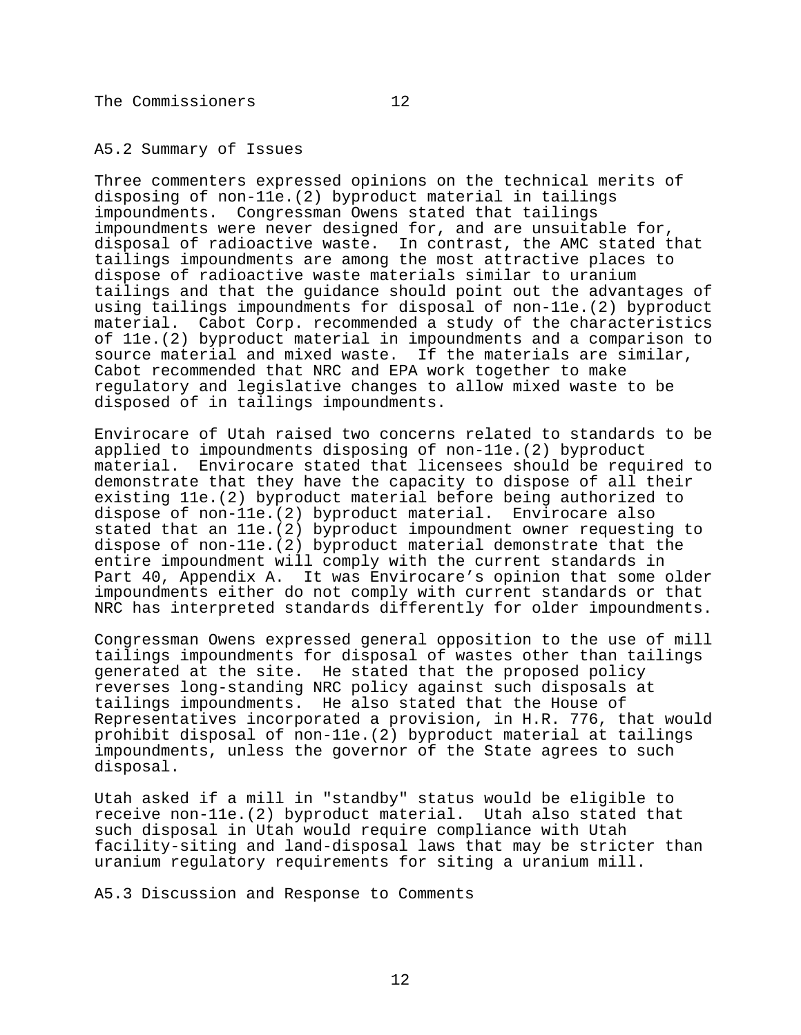## A5.2 Summary of Issues

Three commenters expressed opinions on the technical merits of disposing of non-11e.(2) byproduct material in tailings impoundments. Congressman Owens stated that tailings impoundments were never designed for, and are unsuitable for, disposal of radioactive waste. In contrast, the AMC stated that tailings impoundments are among the most attractive places to dispose of radioactive waste materials similar to uranium tailings and that the guidance should point out the advantages of using tailings impoundments for disposal of non-11e.(2) byproduct material. Cabot Corp. recommended a study of the characteristics of 11e.(2) byproduct material in impoundments and a comparison to source material and mixed waste. If the materials are similar, Cabot recommended that NRC and EPA work together to make regulatory and legislative changes to allow mixed waste to be disposed of in tailings impoundments.

Envirocare of Utah raised two concerns related to standards to be applied to impoundments disposing of non-11e.(2) byproduct material. Envirocare stated that licensees should be required to demonstrate that they have the capacity to dispose of all their existing 11e.(2) byproduct material before being authorized to dispose of non-11e.(2) byproduct material. Envirocare also stated that an 11e.(2) byproduct impoundment owner requesting to dispose of non-11e.(2) byproduct material demonstrate that the entire impoundment will comply with the current standards in Part 40, Appendix A. It was Envirocare's opinion that some older impoundments either do not comply with current standards or that NRC has interpreted standards differently for older impoundments.

Congressman Owens expressed general opposition to the use of mill tailings impoundments for disposal of wastes other than tailings generated at the site. He stated that the proposed policy reverses long-standing NRC policy against such disposals at tailings impoundments. He also stated that the House of Representatives incorporated a provision, in H.R. 776, that would prohibit disposal of non-11e.(2) byproduct material at tailings impoundments, unless the governor of the State agrees to such disposal.

Utah asked if a mill in "standby" status would be eligible to receive non-11e.(2) byproduct material. Utah also stated that such disposal in Utah would require compliance with Utah facility-siting and land-disposal laws that may be stricter than uranium regulatory requirements for siting a uranium mill.

## A5.3 Discussion and Response to Comments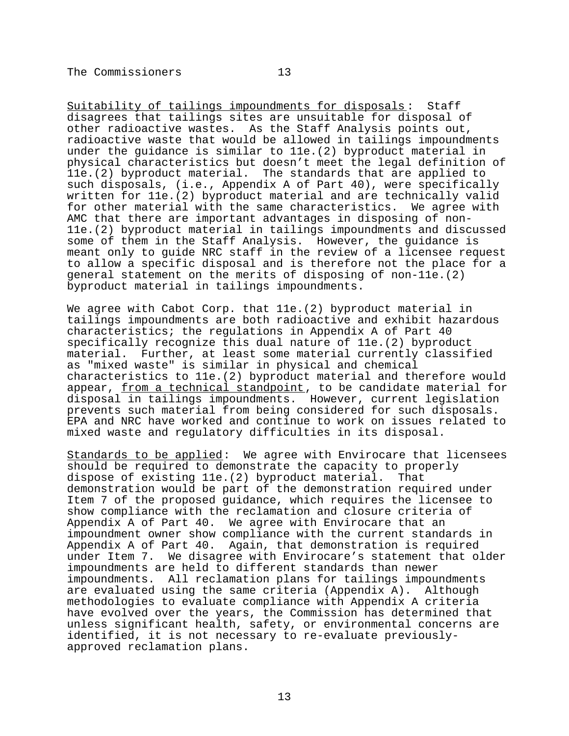Suitability of tailings impoundments for disposals: Staff disagrees that tailings sites are unsuitable for disposal of other radioactive wastes. As the Staff Analysis points out, radioactive waste that would be allowed in tailings impoundments under the guidance is similar to 11e.(2) byproduct material in physical characteristics but doesn't meet the legal definition of 11e.(2) byproduct material. The standards that are applied to such disposals, (i.e., Appendix A of Part 40), were specifically written for 11e.(2) byproduct material and are technically valid for other material with the same characteristics. We agree with AMC that there are important advantages in disposing of non-11e.(2) byproduct material in tailings impoundments and discussed some of them in the Staff Analysis. However, the guidance is meant only to guide NRC staff in the review of a licensee request to allow a specific disposal and is therefore not the place for a general statement on the merits of disposing of non-11e.(2) byproduct material in tailings impoundments.

We agree with Cabot Corp. that 11e.(2) byproduct material in tailings impoundments are both radioactive and exhibit hazardous characteristics; the regulations in Appendix A of Part 40 specifically recognize this dual nature of 11e.(2) byproduct material. Further, at least some material currently classified as "mixed waste" is similar in physical and chemical characteristics to 11e.(2) byproduct material and therefore would appear, from a technical standpoint, to be candidate material for disposal in tailings impoundments. However, current legislation prevents such material from being considered for such disposals. EPA and NRC have worked and continue to work on issues related to mixed waste and regulatory difficulties in its disposal.

Standards to be applied: We agree with Envirocare that licensees should be required to demonstrate the capacity to properly dispose of existing 11e.(2) byproduct material. That demonstration would be part of the demonstration required under Item 7 of the proposed guidance, which requires the licensee to show compliance with the reclamation and closure criteria of Appendix A of Part 40. We agree with Envirocare that an impoundment owner show compliance with the current standards in Appendix A of Part 40. Again, that demonstration is required under Item 7. We disagree with Envirocare's statement that older impoundments are held to different standards than newer impoundments. All reclamation plans for tailings impoundments are evaluated using the same criteria (Appendix A). Although methodologies to evaluate compliance with Appendix A criteria have evolved over the years, the Commission has determined that unless significant health, safety, or environmental concerns are identified, it is not necessary to re-evaluate previously-approved reclamation plans.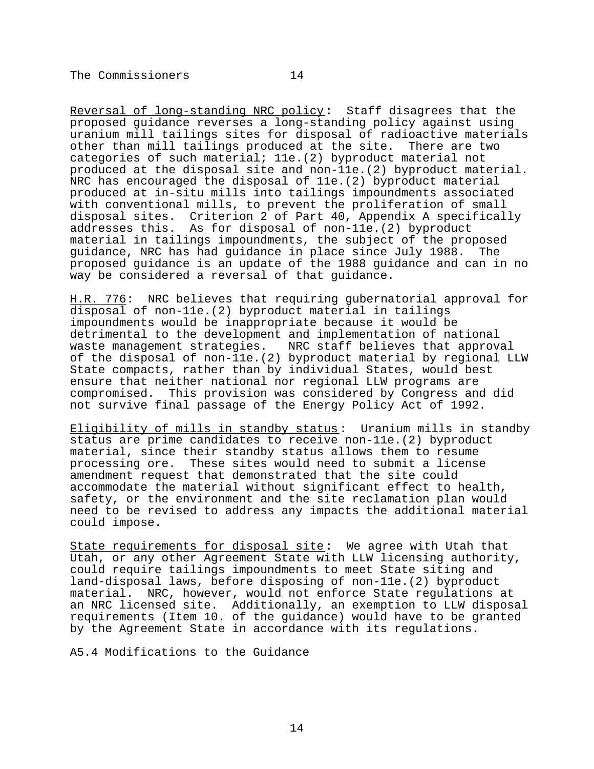Reversal of long-standing NRC policy: Staff disagrees that the proposed guidance reverses a long-standing policy against using uranium mill tailings sites for disposal of radioactive materials other than mill tailings produced at the site. There are two categories of such material; 11e.(2) byproduct material not produced at the disposal site and non-11e.(2) byproduct material. NRC has encouraged the disposal of 11e.(2) byproduct material produced at in-situ mills into tailings impoundments associated with conventional mills, to prevent the proliferation of small disposal sites. Criterion 2 of Part 40, Appendix A specifically addresses this. As for disposal of non-11e.(2) byproduct material in tailings impoundments, the subject of the proposed guidance, NRC has had guidance in place since July 1988. The proposed guidance is an update of the 1988 guidance and can in no way be considered a reversal of that guidance.

H.R. 776: NRC believes that requiring gubernatorial approval for disposal of non-11e.(2) byproduct material in tailings impoundments would be inappropriate because it would be detrimental to the development and implementation of national waste management strategies. NRC staff believes that approval of the disposal of non-11e.(2) byproduct material by regional LLW State compacts, rather than by individual States, would best ensure that neither national nor regional LLW programs are compromised. This provision was considered by Congress and did not survive final passage of the Energy Policy Act of 1992.

Eligibility of mills in standby status: Uranium mills in standby status are prime candidates to receive non-11e.(2) byproduct material, since their standby status allows them to resume processing ore. These sites would need to submit a license amendment request that demonstrated that the site could accommodate the material without significant effect to health, safety, or the environment and the site reclamation plan would need to be revised to address any impacts the additional material could impose.

State requirements for disposal site: We agree with Utah that Utah, or any other Agreement State with LLW licensing authority, could require tailings impoundments to meet State siting and land-disposal laws, before disposing of non-11e.(2) byproduct material. NRC, however, would not enforce State regulations at an NRC licensed site. Additionally, an exemption to LLW disposal requirements (Item 10. of the guidance) would have to be granted by the Agreement State in accordance with its regulations.

A5.4 Modifications to the Guidance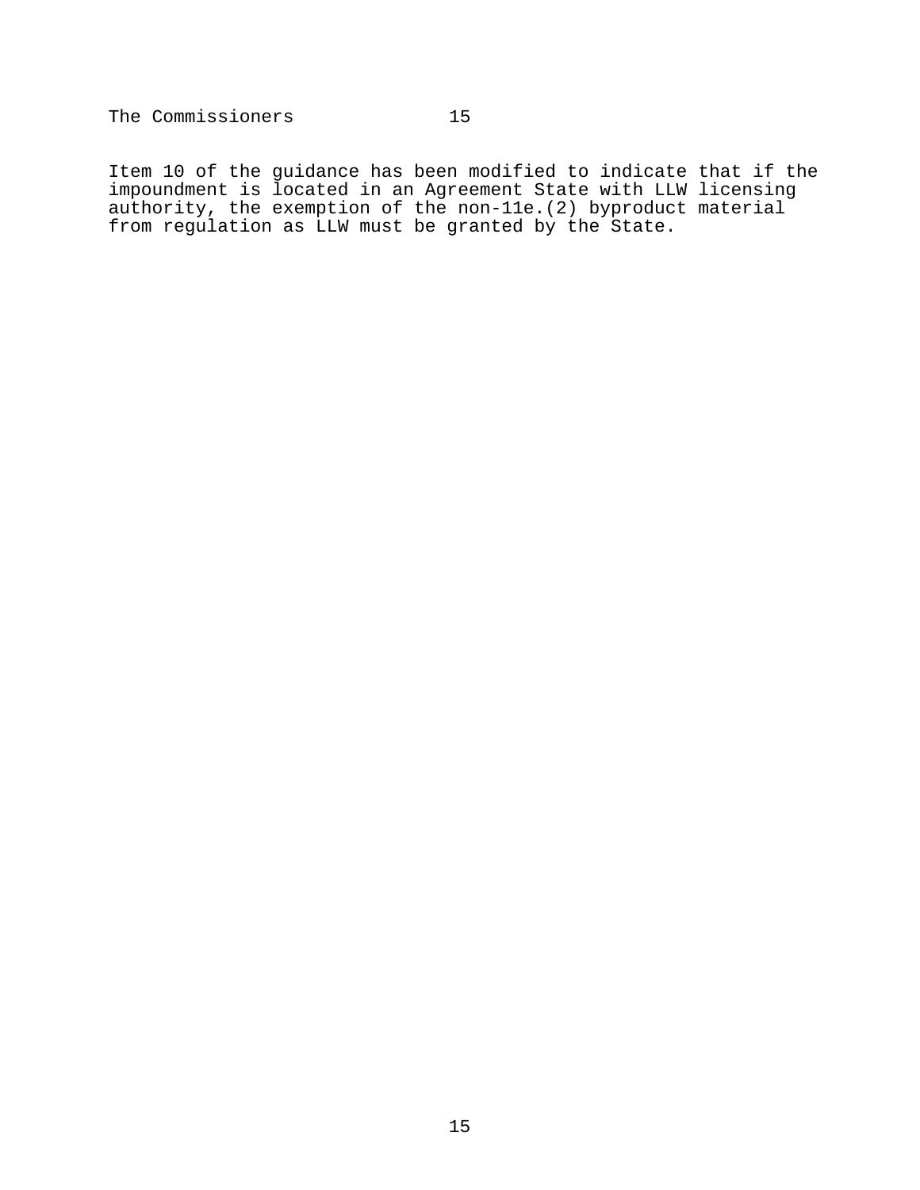Item 10 of the guidance has been modified to indicate that if the impoundment is located in an Agreement State with LLW licensing authority, the exemption of the non-11e.(2) byproduct material from regulation as LLW must be granted by the State.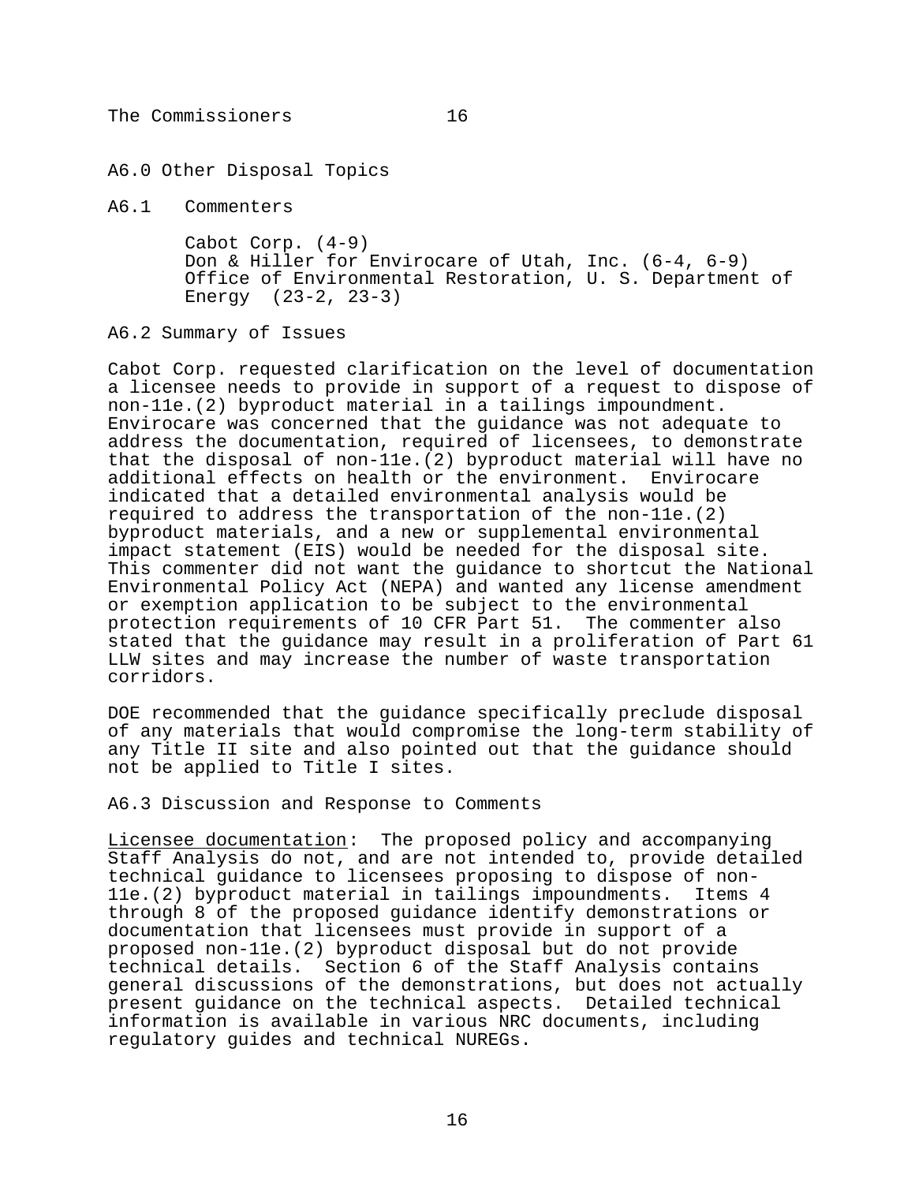## A6.0 Other Disposal Topics

### A6.1 Commenters

Cabot Corp. (4-9)
Don & Hiller for Envirocare of Utah, Inc. (6-4, 6-9)
Office of Environmental Restoration, U. S. Department of Energy (23-2, 23-3)

### A6.2 Summary of Issues

Cabot Corp. requested clarification on the level of documentation a licensee needs to provide in support of a request to dispose of non-11e.(2) byproduct material in a tailings impoundment. Envirocare was concerned that the guidance was not adequate to address the documentation, required of licensees, to demonstrate that the disposal of non-11e.(2) byproduct material will have no additional effects on health or the environment. Envirocare indicated that a detailed environmental analysis would be required to address the transportation of the non-11e.(2) byproduct materials, and a new or supplemental environmental impact statement (EIS) would be needed for the disposal site. This commenter did not want the guidance to shortcut the National Environmental Policy Act (NEPA) and wanted any license amendment or exemption application to be subject to the environmental protection requirements of 10 CFR Part 51. The commenter also stated that the guidance may result in a proliferation of Part 61 LLW sites and may increase the number of waste transportation corridors.

DOE recommended that the guidance specifically preclude disposal of any materials that would compromise the long-term stability of any Title II site and also pointed out that the guidance should not be applied to Title I sites.

### A6.3 Discussion and Response to Comments

Licensee documentation: The proposed policy and accompanying Staff Analysis do not, and are not intended to, provide detailed technical guidance to licensees proposing to dispose of non-11e.(2) byproduct material in tailings impoundments. Items 4 through 8 of the proposed guidance identify demonstrations or documentation that licensees must provide in support of a proposed non-11e.(2) byproduct disposal but do not provide technical details. Section 6 of the Staff Analysis contains general discussions of the demonstrations, but does not actually present guidance on the technical aspects. Detailed technical information is available in various NRC documents, including regulatory guides and technical NUREGs.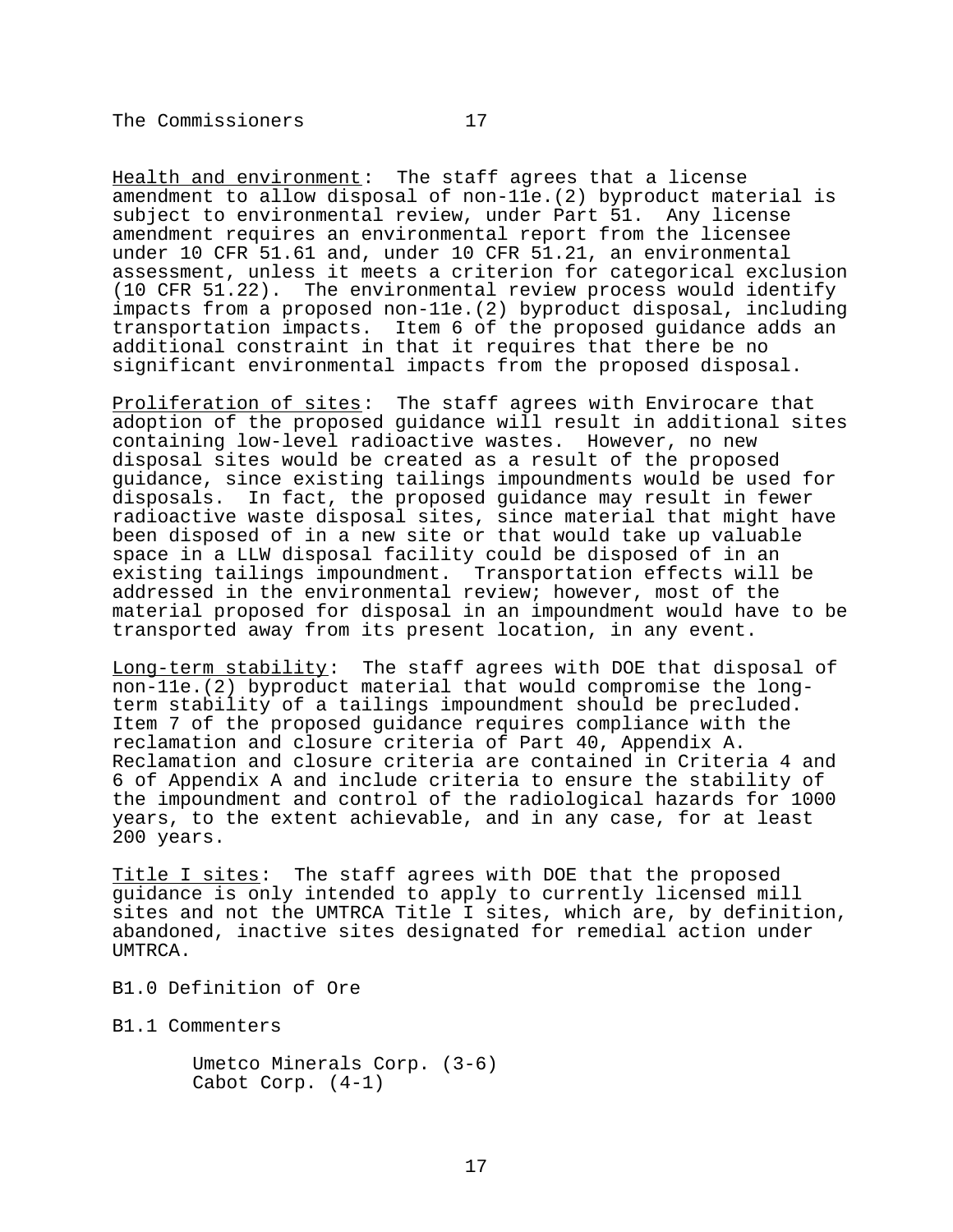<u>Health and environment</u>: The staff agrees that a license amendment to allow disposal of non-11e.(2) byproduct material is subject to environmental review, under Part 51. Any license amendment requires an environmental report from the licensee under 10 CFR 51.61 and, under 10 CFR 51.21, an environmental assessment, unless it meets a criterion for categorical exclusion (10 CFR 51.22). The environmental review process would identify impacts from a proposed non-11e.(2) byproduct disposal, including transportation impacts. Item 6 of the proposed guidance adds an additional constraint in that it requires that there be no significant environmental impacts from the proposed disposal.

<u>Proliferation of sites</u>: The staff agrees with Envirocare that adoption of the proposed guidance will result in additional sites containing low-level radioactive wastes. However, no new disposal sites would be created as a result of the proposed guidance, since existing tailings impoundments would be used for disposals. In fact, the proposed guidance may result in fewer radioactive waste disposal sites, since material that might have been disposed of in a new site or that would take up valuable space in a LLW disposal facility could be disposed of in an existing tailings impoundment. Transportation effects will be addressed in the environmental review; however, most of the material proposed for disposal in an impoundment would have to be transported away from its present location, in any event.

<u>Long-term stability</u>: The staff agrees with DOE that disposal of non-11e.(2) byproduct material that would compromise the long-term stability of a tailings impoundment should be precluded. Item 7 of the proposed guidance requires compliance with the reclamation and closure criteria of Part 40, Appendix A. Reclamation and closure criteria are contained in Criteria 4 and 6 of Appendix A and include criteria to ensure the stability of the impoundment and control of the radiological hazards for 1000 years, to the extent achievable, and in any case, for at least 200 years.

<u>Title I sites</u>: The staff agrees with DOE that the proposed guidance is only intended to apply to currently licensed mill sites and not the UMTRCA Title I sites, which are, by definition, abandoned, inactive sites designated for remedial action under UMTRCA.

B1.0 Definition of Ore

B1.1 Commenters

Umetco Minerals Corp. (3-6)
Cabot Corp. (4-1)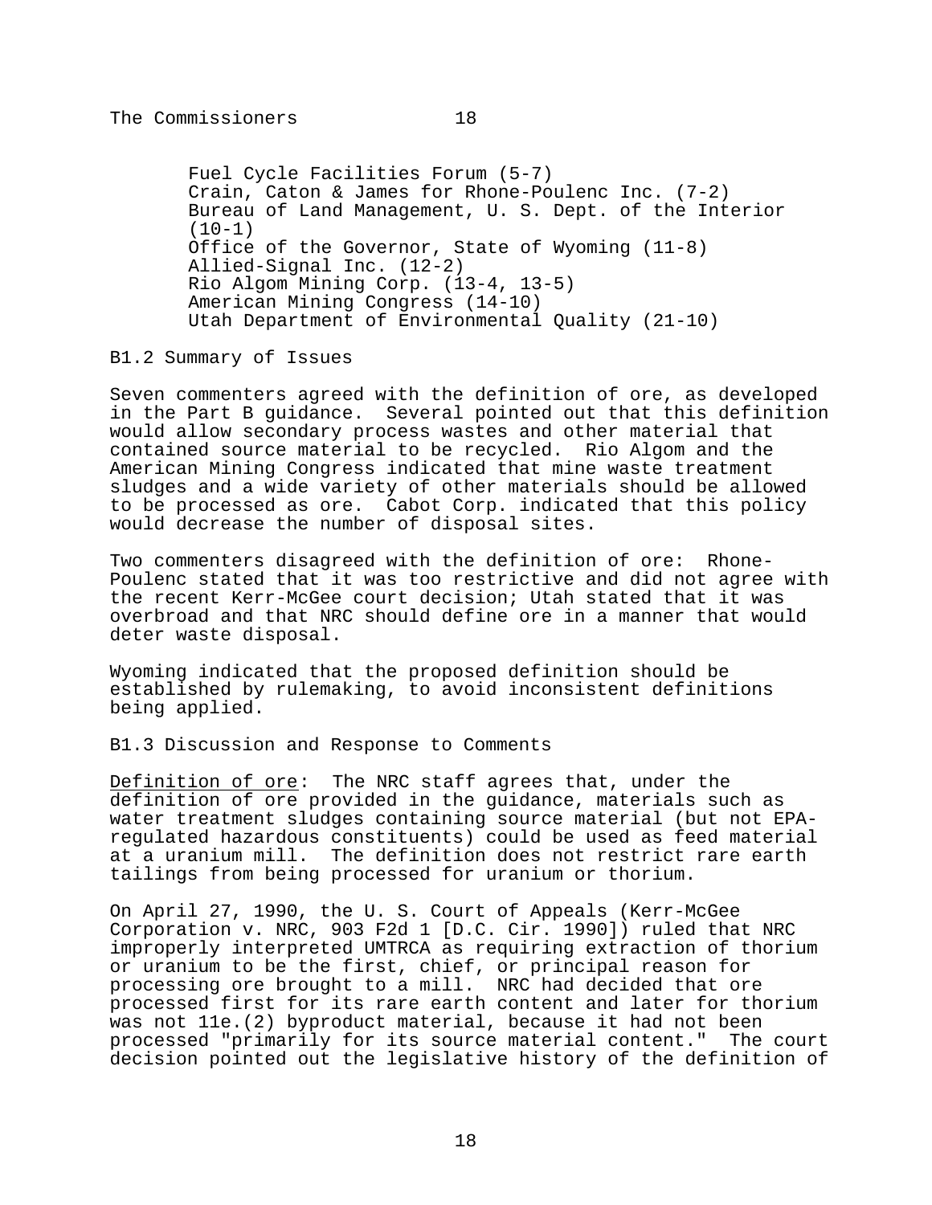Fuel Cycle Facilities Forum (5-7)
Crain, Caton & James for Rhone-Poulenc Inc. (7-2)
Bureau of Land Management, U. S. Dept. of the Interior (10-1)
Office of the Governor, State of Wyoming (11-8)
Allied-Signal Inc. (12-2)
Rio Algom Mining Corp. (13-4, 13-5)
American Mining Congress (14-10)
Utah Department of Environmental Quality (21-10)

B1.2 Summary of Issues

Seven commenters agreed with the definition of ore, as developed in the Part B guidance. Several pointed out that this definition would allow secondary process wastes and other material that contained source material to be recycled. Rio Algom and the American Mining Congress indicated that mine waste treatment sludges and a wide variety of other materials should be allowed to be processed as ore. Cabot Corp. indicated that this policy would decrease the number of disposal sites.

Two commenters disagreed with the definition of ore: Rhone-Poulenc stated that it was too restrictive and did not agree with the recent Kerr-McGee court decision; Utah stated that it was overbroad and that NRC should define ore in a manner that would deter waste disposal.

Wyoming indicated that the proposed definition should be established by rulemaking, to avoid inconsistent definitions being applied.

B1.3 Discussion and Response to Comments

Definition of ore: The NRC staff agrees that, under the definition of ore provided in the guidance, materials such as water treatment sludges containing source material (but not EPA-regulated hazardous constituents) could be used as feed material at a uranium mill. The definition does not restrict rare earth tailings from being processed for uranium or thorium.

On April 27, 1990, the U. S. Court of Appeals (Kerr-McGee Corporation v. NRC, 903 F2d 1 [D.C. Cir. 1990]) ruled that NRC improperly interpreted UMTRCA as requiring extraction of thorium or uranium to be the first, chief, or principal reason for processing ore brought to a mill. NRC had decided that ore processed first for its rare earth content and later for thorium was not 11e.(2) byproduct material, because it had not been processed "primarily for its source material content." The court decision pointed out the legislative history of the definition of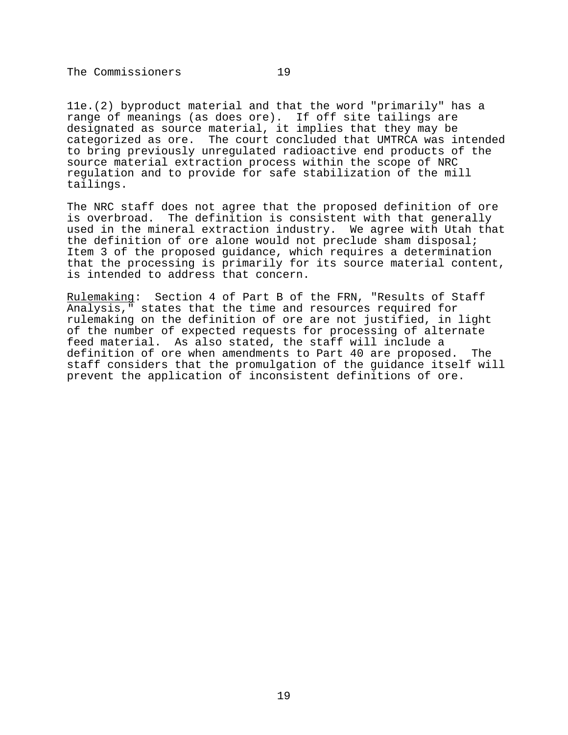11e.(2) byproduct material and that the word "primarily" has a range of meanings (as does ore). If off site tailings are designated as source material, it implies that they may be categorized as ore. The court concluded that UMTRCA was intended to bring previously unregulated radioactive end products of the source material extraction process within the scope of NRC regulation and to provide for safe stabilization of the mill tailings.

The NRC staff does not agree that the proposed definition of ore is overbroad. The definition is consistent with that generally used in the mineral extraction industry. We agree with Utah that the definition of ore alone would not preclude sham disposal; Item 3 of the proposed guidance, which requires a determination that the processing is primarily for its source material content, is intended to address that concern.

<u>Rulemaking</u>: Section 4 of Part B of the FRN, "Results of Staff Analysis," states that the time and resources required for rulemaking on the definition of ore are not justified, in light of the number of expected requests for processing of alternate feed material. As also stated, the staff will include a definition of ore when amendments to Part 40 are proposed. The staff considers that the promulgation of the guidance itself will prevent the application of inconsistent definitions of ore.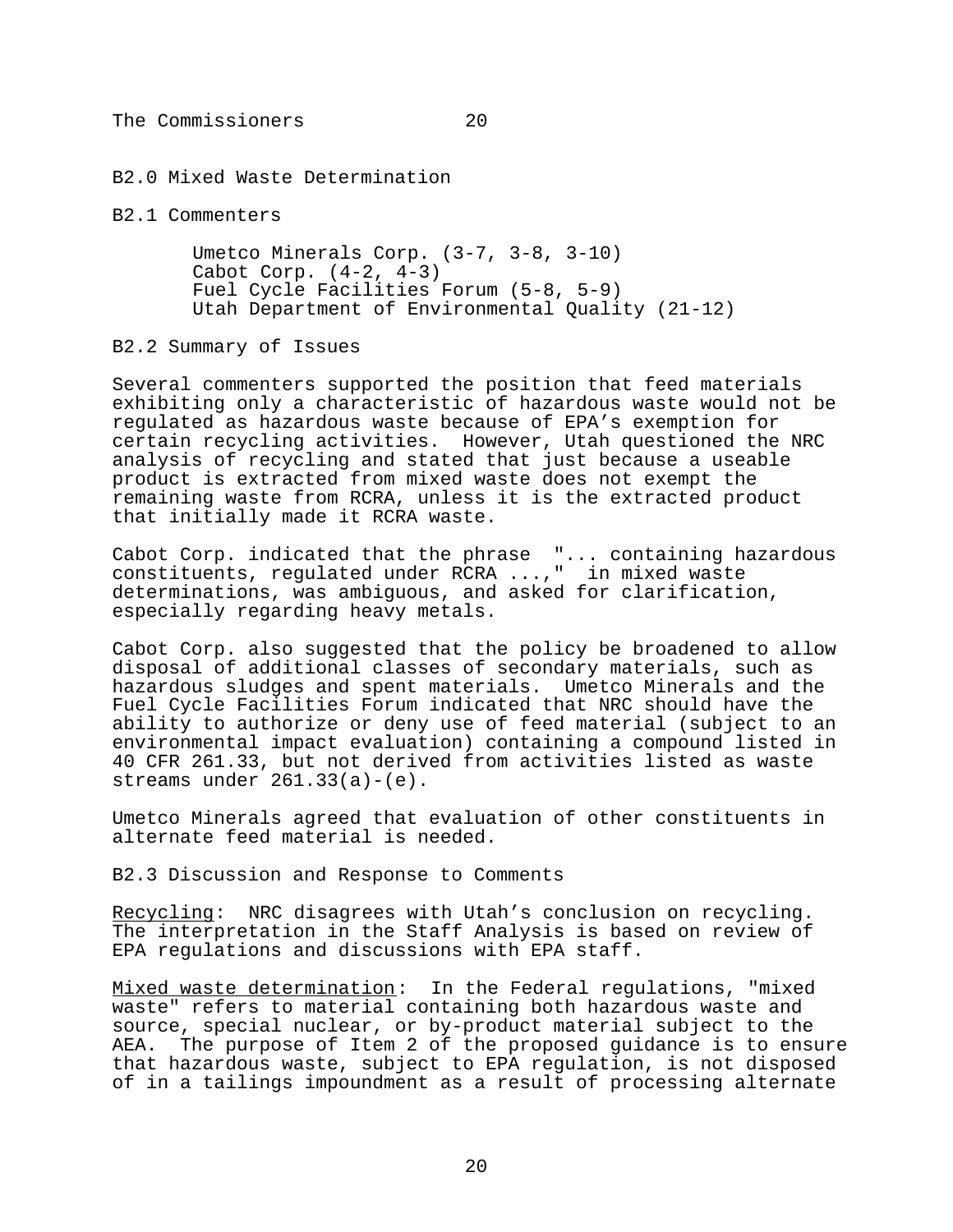## B2.0 Mixed Waste Determination

### B2.1 Commenters

- Umetco Minerals Corp. (3-7, 3-8, 3-10)
- Cabot Corp. (4-2, 4-3)
- Fuel Cycle Facilities Forum (5-8, 5-9)
- Utah Department of Environmental Quality (21-12)

### B2.2 Summary of Issues

Several commenters supported the position that feed materials exhibiting only a characteristic of hazardous waste would not be regulated as hazardous waste because of EPA's exemption for certain recycling activities. However, Utah questioned the NRC analysis of recycling and stated that just because a useable product is extracted from mixed waste does not exempt the remaining waste from RCRA, unless it is the extracted product that initially made it RCRA waste.

Cabot Corp. indicated that the phrase "... containing hazardous constituents, regulated under RCRA ...," in mixed waste determinations, was ambiguous, and asked for clarification, especially regarding heavy metals.

Cabot Corp. also suggested that the policy be broadened to allow disposal of additional classes of secondary materials, such as hazardous sludges and spent materials. Umetco Minerals and the Fuel Cycle Facilities Forum indicated that NRC should have the ability to authorize or deny use of feed material (subject to an environmental impact evaluation) containing a compound listed in 40 CFR 261.33, but not derived from activities listed as waste streams under 261.33(a)-(e).

Umetco Minerals agreed that evaluation of other constituents in alternate feed material is needed.

### B2.3 Discussion and Response to Comments

<u>Recycling</u>: NRC disagrees with Utah's conclusion on recycling. The interpretation in the Staff Analysis is based on review of EPA regulations and discussions with EPA staff.

<u>Mixed waste determination</u>: In the Federal regulations, "mixed waste" refers to material containing both hazardous waste and source, special nuclear, or by-product material subject to the AEA. The purpose of Item 2 of the proposed guidance is to ensure that hazardous waste, subject to EPA regulation, is not disposed of in a tailings impoundment as a result of processing alternate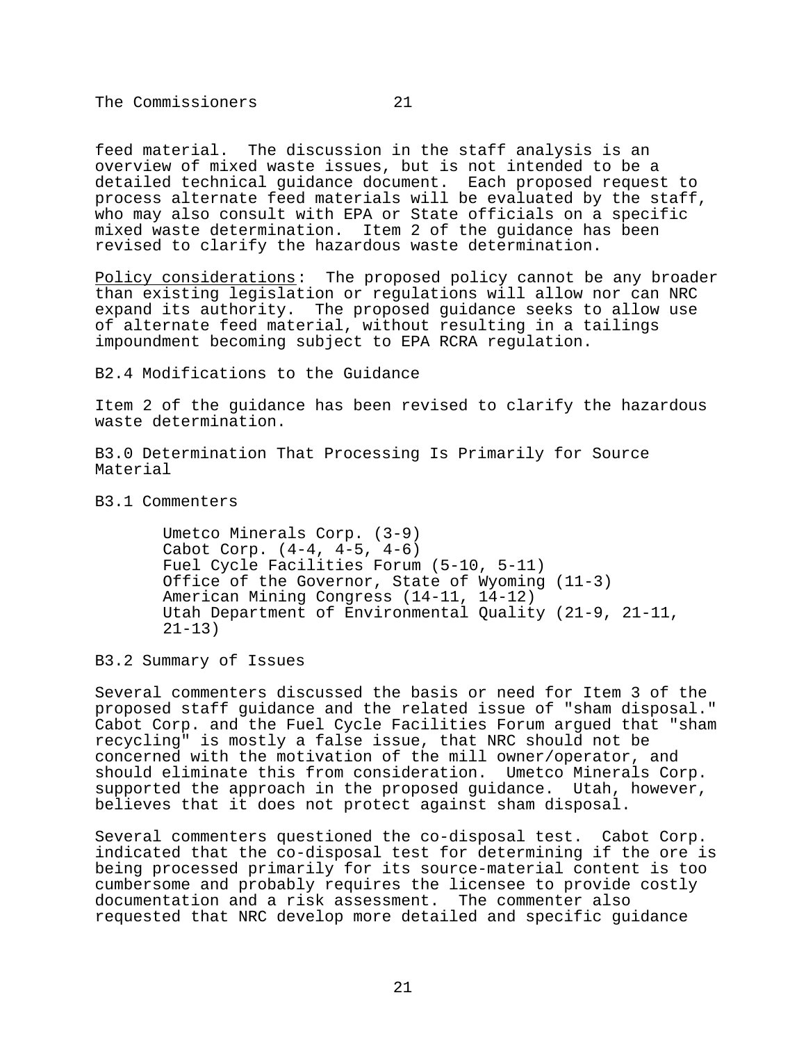feed material. The discussion in the staff analysis is an overview of mixed waste issues, but is not intended to be a detailed technical guidance document. Each proposed request to process alternate feed materials will be evaluated by the staff, who may also consult with EPA or State officials on a specific mixed waste determination. Item 2 of the guidance has been revised to clarify the hazardous waste determination.

Policy considerations: The proposed policy cannot be any broader than existing legislation or regulations will allow nor can NRC expand its authority. The proposed guidance seeks to allow use of alternate feed material, without resulting in a tailings impoundment becoming subject to EPA RCRA regulation.

B2.4 Modifications to the Guidance

Item 2 of the guidance has been revised to clarify the hazardous waste determination.

B3.0 Determination That Processing Is Primarily for Source Material

B3.1 Commenters

Umetco Minerals Corp. (3-9)
Cabot Corp. (4-4, 4-5, 4-6)
Fuel Cycle Facilities Forum (5-10, 5-11)
Office of the Governor, State of Wyoming (11-3)
American Mining Congress (14-11, 14-12)
Utah Department of Environmental Quality (21-9, 21-11, 21-13)

B3.2 Summary of Issues

Several commenters discussed the basis or need for Item 3 of the proposed staff guidance and the related issue of "sham disposal." Cabot Corp. and the Fuel Cycle Facilities Forum argued that "sham recycling" is mostly a false issue, that NRC should not be concerned with the motivation of the mill owner/operator, and should eliminate this from consideration. Umetco Minerals Corp. supported the approach in the proposed guidance. Utah, however, believes that it does not protect against sham disposal.

Several commenters questioned the co-disposal test. Cabot Corp. indicated that the co-disposal test for determining if the ore is being processed primarily for its source-material content is too cumbersome and probably requires the licensee to provide costly documentation and a risk assessment. The commenter also requested that NRC develop more detailed and specific guidance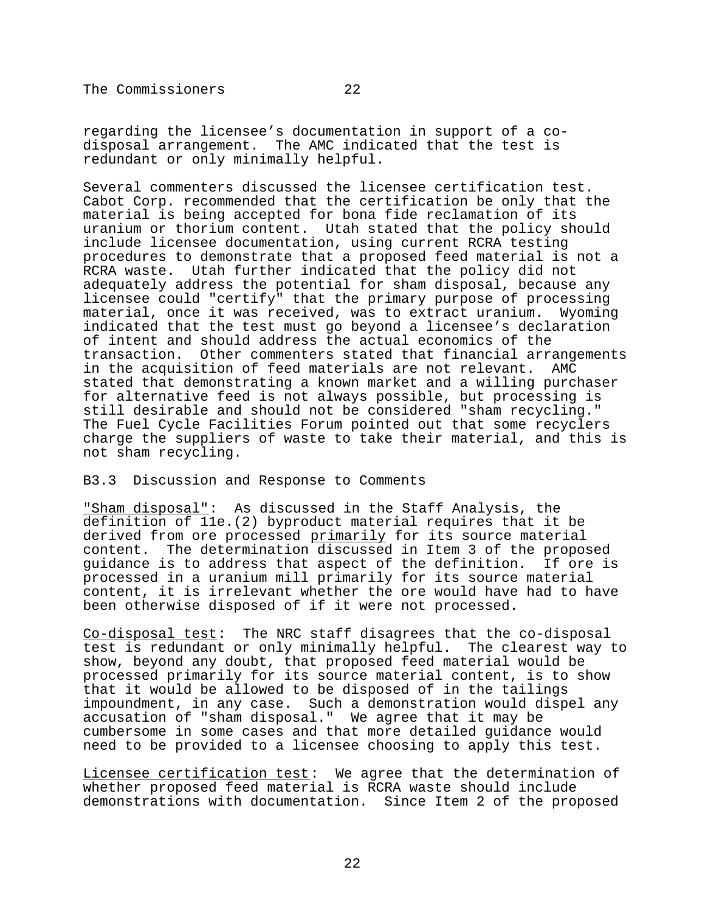regarding the licensee's documentation in support of a co-disposal arrangement. The AMC indicated that the test is redundant or only minimally helpful.

Several commenters discussed the licensee certification test. Cabot Corp. recommended that the certification be only that the material is being accepted for bona fide reclamation of its uranium or thorium content. Utah stated that the policy should include licensee documentation, using current RCRA testing procedures to demonstrate that a proposed feed material is not a RCRA waste. Utah further indicated that the policy did not adequately address the potential for sham disposal, because any licensee could "certify" that the primary purpose of processing material, once it was received, was to extract uranium. Wyoming indicated that the test must go beyond a licensee's declaration of intent and should address the actual economics of the transaction. Other commenters stated that financial arrangements in the acquisition of feed materials are not relevant. AMC stated that demonstrating a known market and a willing purchaser for alternative feed is not always possible, but processing is still desirable and should not be considered "sham recycling." The Fuel Cycle Facilities Forum pointed out that some recyclers charge the suppliers of waste to take their material, and this is not sham recycling.

B3.3 Discussion and Response to Comments

<u>"Sham disposal"</u>: As discussed in the Staff Analysis, the definition of 11e.(2) byproduct material requires that it be derived from ore processed <u>primarily</u> for its source material content. The determination discussed in Item 3 of the proposed guidance is to address that aspect of the definition. If ore is processed in a uranium mill primarily for its source material content, it is irrelevant whether the ore would have had to have been otherwise disposed of if it were not processed.

<u>Co-disposal test</u>: The NRC staff disagrees that the co-disposal test is redundant or only minimally helpful. The clearest way to show, beyond any doubt, that proposed feed material would be processed primarily for its source material content, is to show that it would be allowed to be disposed of in the tailings impoundment, in any case. Such a demonstration would dispel any accusation of "sham disposal." We agree that it may be cumbersome in some cases and that more detailed guidance would need to be provided to a licensee choosing to apply this test.

<u>Licensee certification test</u>: We agree that the determination of whether proposed feed material is RCRA waste should include demonstrations with documentation. Since Item 2 of the proposed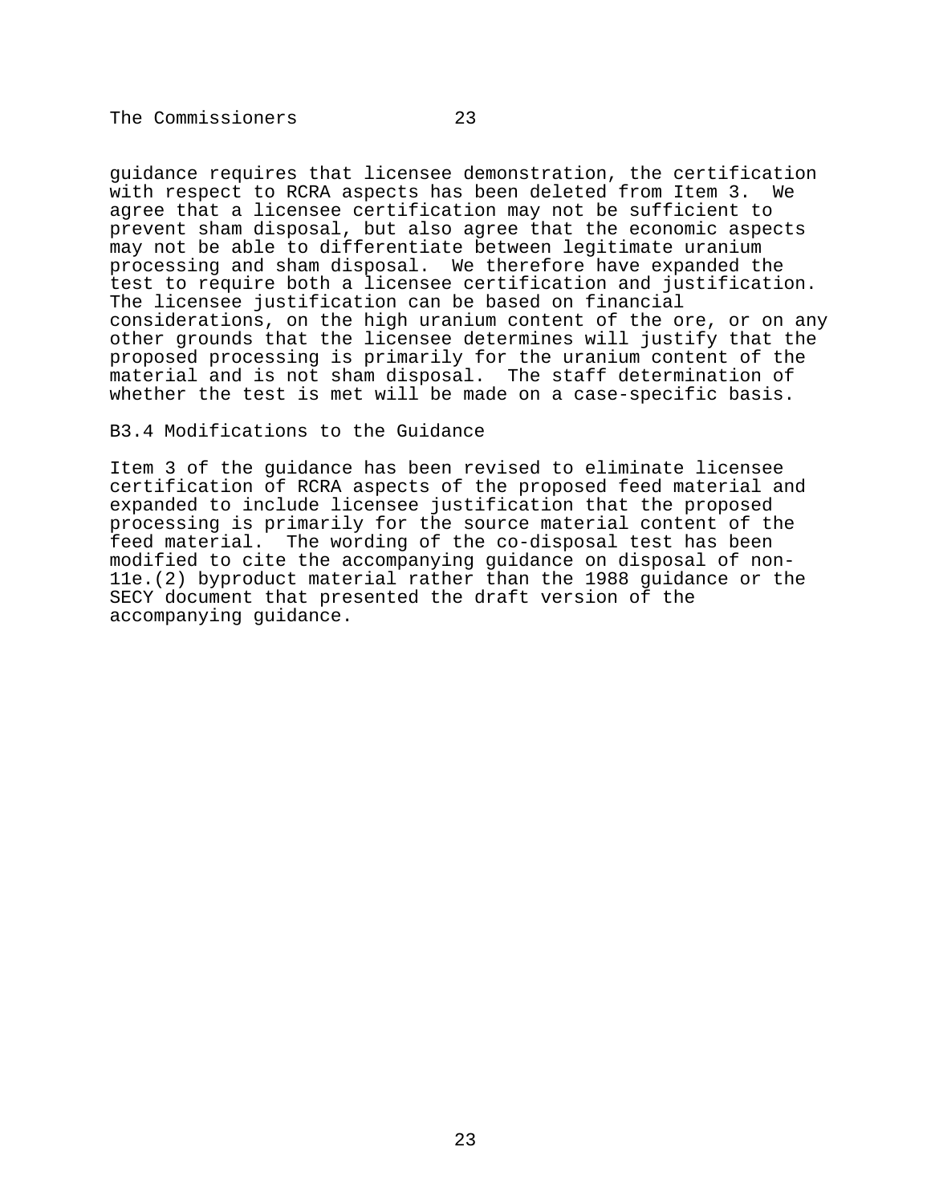guidance requires that licensee demonstration, the certification with respect to RCRA aspects has been deleted from Item 3. We agree that a licensee certification may not be sufficient to prevent sham disposal, but also agree that the economic aspects may not be able to differentiate between legitimate uranium processing and sham disposal. We therefore have expanded the test to require both a licensee certification and justification. The licensee justification can be based on financial considerations, on the high uranium content of the ore, or on any other grounds that the licensee determines will justify that the proposed processing is primarily for the uranium content of the material and is not sham disposal. The staff determination of whether the test is met will be made on a case-specific basis.

## B3.4 Modifications to the Guidance

Item 3 of the guidance has been revised to eliminate licensee certification of RCRA aspects of the proposed feed material and expanded to include licensee justification that the proposed processing is primarily for the source material content of the feed material. The wording of the co-disposal test has been modified to cite the accompanying guidance on disposal of non-11e.(2) byproduct material rather than the 1988 guidance or the SECY document that presented the draft version of the accompanying guidance.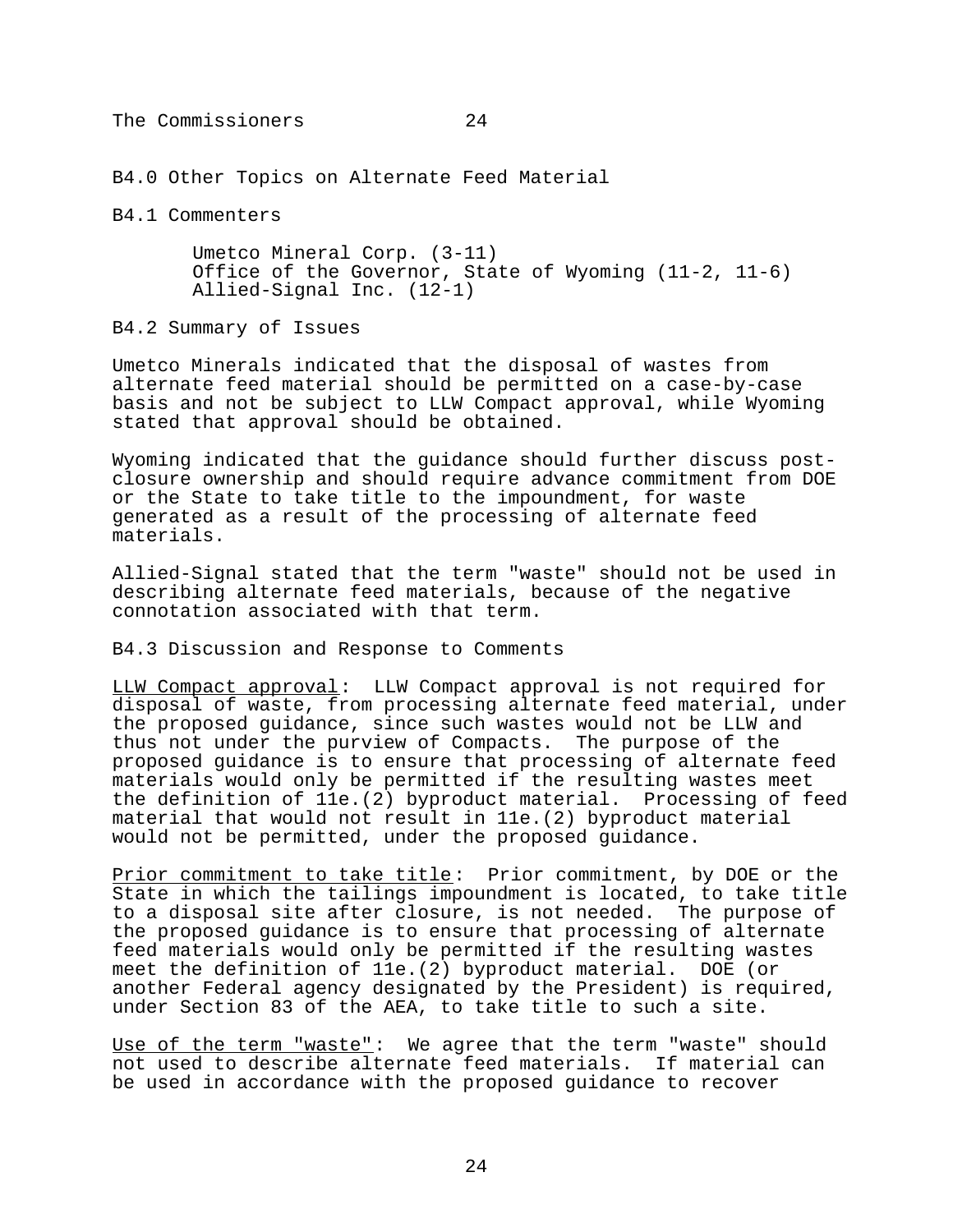## B4.0 Other Topics on Alternate Feed Material

### B4.1 Commenters

Umetco Mineral Corp. (3-11)
Office of the Governor, State of Wyoming (11-2, 11-6)
Allied-Signal Inc. (12-1)

### B4.2 Summary of Issues

Umetco Minerals indicated that the disposal of wastes from alternate feed material should be permitted on a case-by-case basis and not be subject to LLW Compact approval, while Wyoming stated that approval should be obtained.

Wyoming indicated that the guidance should further discuss post-closure ownership and should require advance commitment from DOE or the State to take title to the impoundment, for waste generated as a result of the processing of alternate feed materials.

Allied-Signal stated that the term "waste" should not be used in describing alternate feed materials, because of the negative connotation associated with that term.

### B4.3 Discussion and Response to Comments

LLW Compact approval: LLW Compact approval is not required for disposal of waste, from processing alternate feed material, under the proposed guidance, since such wastes would not be LLW and thus not under the purview of Compacts. The purpose of the proposed guidance is to ensure that processing of alternate feed materials would only be permitted if the resulting wastes meet the definition of 11e.(2) byproduct material. Processing of feed material that would not result in 11e.(2) byproduct material would not be permitted, under the proposed guidance.

Prior commitment to take title: Prior commitment, by DOE or the State in which the tailings impoundment is located, to take title to a disposal site after closure, is not needed. The purpose of the proposed guidance is to ensure that processing of alternate feed materials would only be permitted if the resulting wastes meet the definition of 11e.(2) byproduct material. DOE (or another Federal agency designated by the President) is required, under Section 83 of the AEA, to take title to such a site.

Use of the term "waste": We agree that the term "waste" should not used to describe alternate feed materials. If material can be used in accordance with the proposed guidance to recover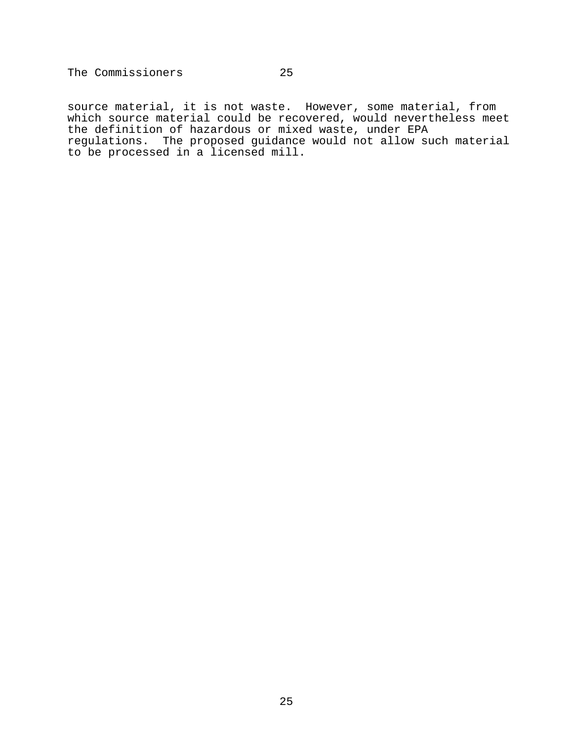source material, it is not waste. However, some material, from which source material could be recovered, would nevertheless meet the definition of hazardous or mixed waste, under EPA regulations. The proposed guidance would not allow such material to be processed in a licensed mill.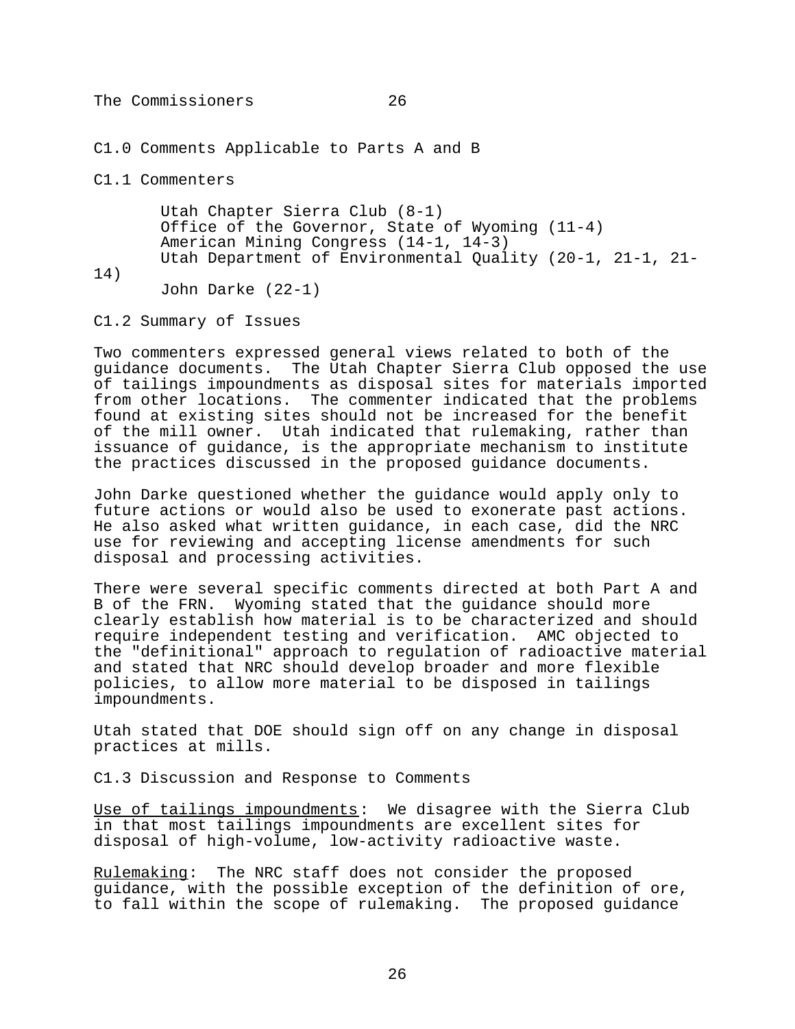## C1.0 Comments Applicable to Parts A and B

### C1.1 Commenters

- Utah Chapter Sierra Club (8-1)
- Office of the Governor, State of Wyoming (11-4)
- American Mining Congress (14-1, 14-3)
- Utah Department of Environmental Quality (20-1, 21-1, 21-14)
- John Darke (22-1)

### C1.2 Summary of Issues

Two commenters expressed general views related to both of the guidance documents. The Utah Chapter Sierra Club opposed the use of tailings impoundments as disposal sites for materials imported from other locations. The commenter indicated that the problems found at existing sites should not be increased for the benefit of the mill owner. Utah indicated that rulemaking, rather than issuance of guidance, is the appropriate mechanism to institute the practices discussed in the proposed guidance documents.

John Darke questioned whether the guidance would apply only to future actions or would also be used to exonerate past actions. He also asked what written guidance, in each case, did the NRC use for reviewing and accepting license amendments for such disposal and processing activities.

There were several specific comments directed at both Part A and B of the FRN. Wyoming stated that the guidance should more clearly establish how material is to be characterized and should require independent testing and verification. AMC objected to the "definitional" approach to regulation of radioactive material and stated that NRC should develop broader and more flexible policies, to allow more material to be disposed in tailings impoundments.

Utah stated that DOE should sign off on any change in disposal practices at mills.

### C1.3 Discussion and Response to Comments

<u>Use of tailings impoundments</u>: We disagree with the Sierra Club in that most tailings impoundments are excellent sites for disposal of high-volume, low-activity radioactive waste.

<u>Rulemaking</u>: The NRC staff does not consider the proposed guidance, with the possible exception of the definition of ore, to fall within the scope of rulemaking. The proposed guidance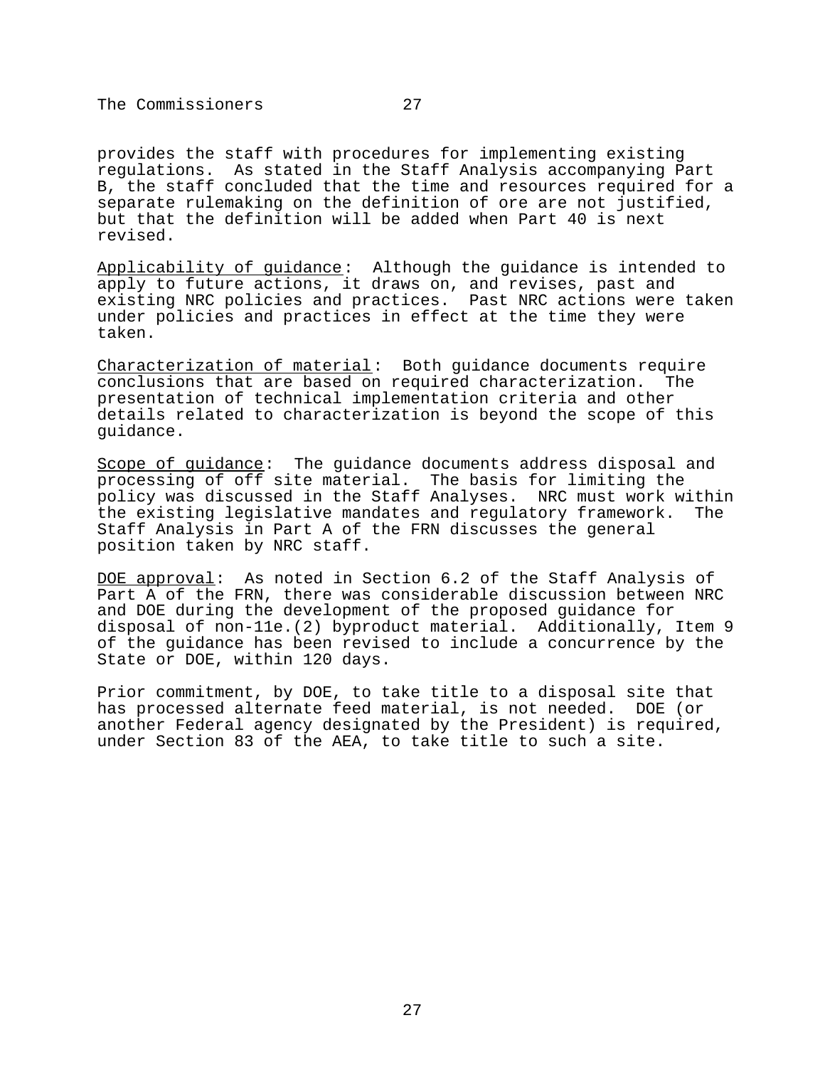provides the staff with procedures for implementing existing regulations. As stated in the Staff Analysis accompanying Part B, the staff concluded that the time and resources required for a separate rulemaking on the definition of ore are not justified, but that the definition will be added when Part 40 is next revised.

Applicability of guidance: Although the guidance is intended to apply to future actions, it draws on, and revises, past and existing NRC policies and practices. Past NRC actions were taken under policies and practices in effect at the time they were taken.

Characterization of material: Both guidance documents require conclusions that are based on required characterization. The presentation of technical implementation criteria and other details related to characterization is beyond the scope of this guidance.

Scope of guidance: The guidance documents address disposal and processing of off site material. The basis for limiting the policy was discussed in the Staff Analyses. NRC must work within the existing legislative mandates and regulatory framework. The Staff Analysis in Part A of the FRN discusses the general position taken by NRC staff.

DOE approval: As noted in Section 6.2 of the Staff Analysis of Part A of the FRN, there was considerable discussion between NRC and DOE during the development of the proposed guidance for disposal of non-11e.(2) byproduct material. Additionally, Item 9 of the guidance has been revised to include a concurrence by the State or DOE, within 120 days.

Prior commitment, by DOE, to take title to a disposal site that has processed alternate feed material, is not needed. DOE (or another Federal agency designated by the President) is required, under Section 83 of the AEA, to take title to such a site.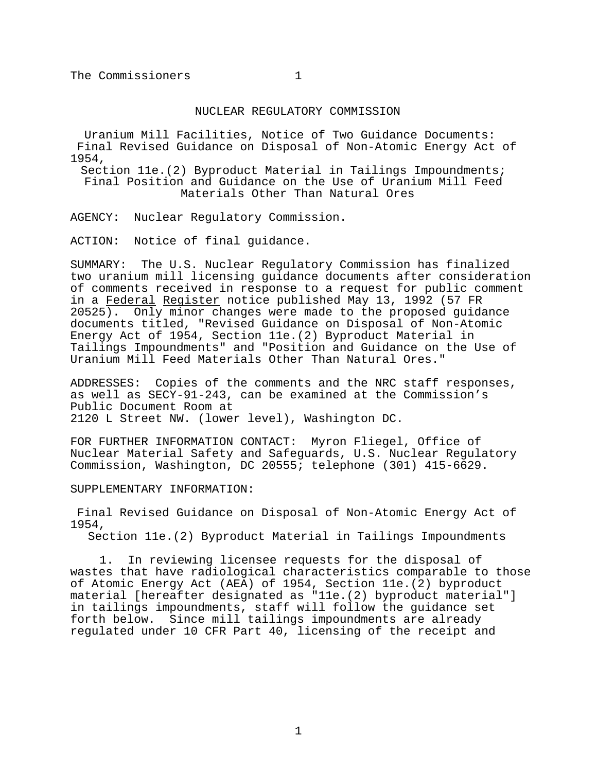NUCLEAR REGULATORY COMMISSION

Uranium Mill Facilities, Notice of Two Guidance Documents: Final Revised Guidance on Disposal of Non-Atomic Energy Act of 1954, Section 11e.(2) Byproduct Material in Tailings Impoundments; Final Position and Guidance on the Use of Uranium Mill Feed Materials Other Than Natural Ores

AGENCY: Nuclear Regulatory Commission.

ACTION: Notice of final guidance.

SUMMARY: The U.S. Nuclear Regulatory Commission has finalized two uranium mill licensing guidance documents after consideration of comments received in response to a request for public comment in a *Federal Register* notice published May 13, 1992 (57 FR 20525). Only minor changes were made to the proposed guidance documents titled, "Revised Guidance on Disposal of Non-Atomic Energy Act of 1954, Section 11e.(2) Byproduct Material in Tailings Impoundments" and "Position and Guidance on the Use of Uranium Mill Feed Materials Other Than Natural Ores."

ADDRESSES: Copies of the comments and the NRC staff responses, as well as SECY-91-243, can be examined at the Commission's Public Document Room at 2120 L Street NW. (lower level), Washington DC.

FOR FURTHER INFORMATION CONTACT: Myron Fliegel, Office of Nuclear Material Safety and Safeguards, U.S. Nuclear Regulatory Commission, Washington, DC 20555; telephone (301) 415-6629.

SUPPLEMENTARY INFORMATION:

Final Revised Guidance on Disposal of Non-Atomic Energy Act of 1954, Section 11e.(2) Byproduct Material in Tailings Impoundments

1. In reviewing licensee requests for the disposal of wastes that have radiological characteristics comparable to those of Atomic Energy Act (AEA) of 1954, Section 11e.(2) byproduct material [hereafter designated as "11e.(2) byproduct material"] in tailings impoundments, staff will follow the guidance set forth below. Since mill tailings impoundments are already regulated under 10 CFR Part 40, licensing of the receipt and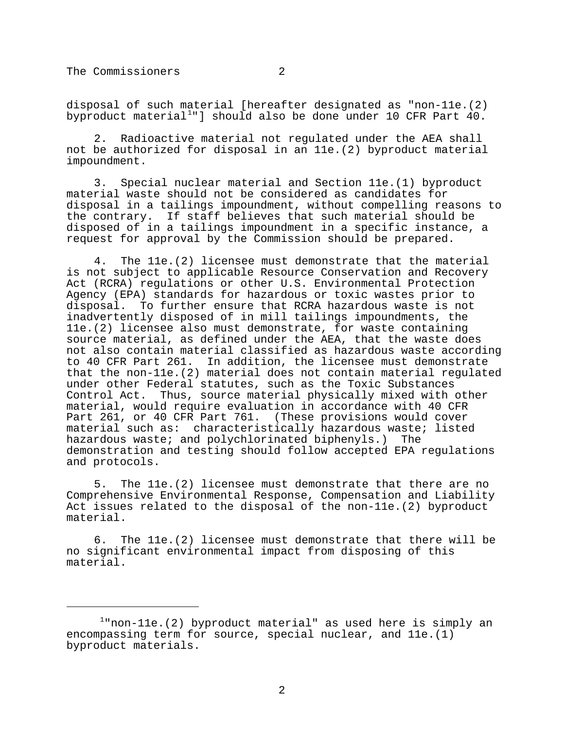disposal of such material [hereafter designated as "non-11e.(2) byproduct material[1]"] should also be done under 10 CFR Part 40.

2. Radioactive material not regulated under the AEA shall not be authorized for disposal in an 11e.(2) byproduct material impoundment.

3. Special nuclear material and Section 11e.(1) byproduct material waste should not be considered as candidates for disposal in a tailings impoundment, without compelling reasons to the contrary. If staff believes that such material should be disposed of in a tailings impoundment in a specific instance, a request for approval by the Commission should be prepared.

4. The 11e.(2) licensee must demonstrate that the material is not subject to applicable Resource Conservation and Recovery Act (RCRA) regulations or other U.S. Environmental Protection Agency (EPA) standards for hazardous or toxic wastes prior to disposal. To further ensure that RCRA hazardous waste is not inadvertently disposed of in mill tailings impoundments, the 11e.(2) licensee also must demonstrate, for waste containing source material, as defined under the AEA, that the waste does not also contain material classified as hazardous waste according to 40 CFR Part 261. In addition, the licensee must demonstrate that the non-11e.(2) material does not contain material regulated under other Federal statutes, such as the Toxic Substances Control Act. Thus, source material physically mixed with other material, would require evaluation in accordance with 40 CFR Part 261, or 40 CFR Part 761. (These provisions would cover material such as: characteristically hazardous waste; listed hazardous waste; and polychlorinated biphenyls.) The demonstration and testing should follow accepted EPA regulations and protocols.

5. The 11e.(2) licensee must demonstrate that there are no Comprehensive Environmental Response, Compensation and Liability Act issues related to the disposal of the non-11e.(2) byproduct material.

6. The 11e.(2) licensee must demonstrate that there will be no significant environmental impact from disposing of this material.

---

[1] "non-11e.(2) byproduct material" as used here is simply an encompassing term for source, special nuclear, and 11e.(1) byproduct materials.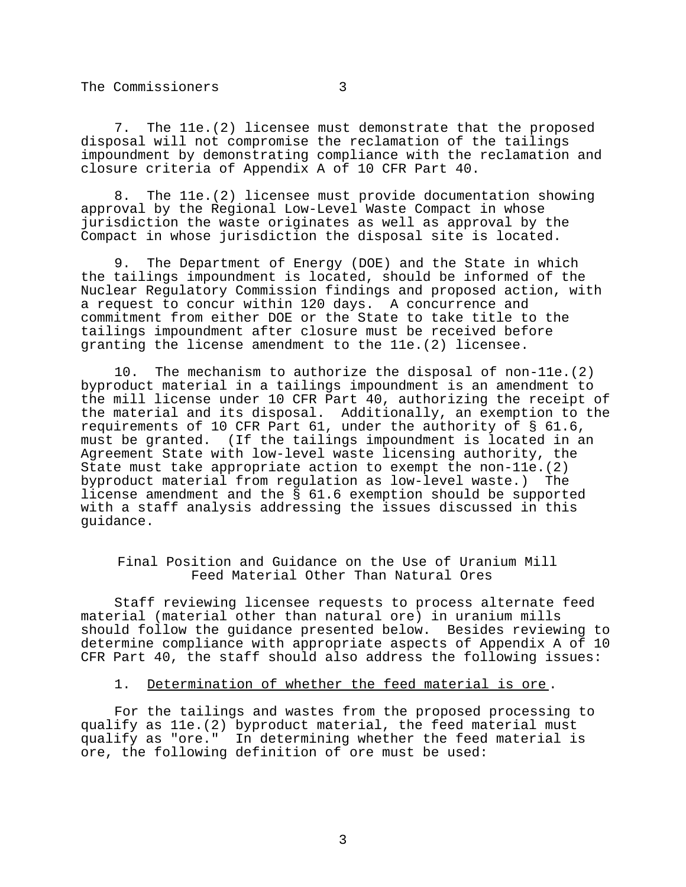7. The 11e.(2) licensee must demonstrate that the proposed disposal will not compromise the reclamation of the tailings impoundment by demonstrating compliance with the reclamation and closure criteria of Appendix A of 10 CFR Part 40.

8. The 11e.(2) licensee must provide documentation showing approval by the Regional Low-Level Waste Compact in whose jurisdiction the waste originates as well as approval by the Compact in whose jurisdiction the disposal site is located.

9. The Department of Energy (DOE) and the State in which the tailings impoundment is located, should be informed of the Nuclear Regulatory Commission findings and proposed action, with a request to concur within 120 days. A concurrence and commitment from either DOE or the State to take title to the tailings impoundment after closure must be received before granting the license amendment to the 11e.(2) licensee.

10. The mechanism to authorize the disposal of non-11e.(2) byproduct material in a tailings impoundment is an amendment to the mill license under 10 CFR Part 40, authorizing the receipt of the material and its disposal. Additionally, an exemption to the requirements of 10 CFR Part 61, under the authority of § 61.6, must be granted. (If the tailings impoundment is located in an Agreement State with low-level waste licensing authority, the State must take appropriate action to exempt the non-11e.(2) byproduct material from regulation as low-level waste.) The license amendment and the § 61.6 exemption should be supported with a staff analysis addressing the issues discussed in this guidance.

## Final Position and Guidance on the Use of Uranium Mill Feed Material Other Than Natural Ores

Staff reviewing licensee requests to process alternate feed material (material other than natural ore) in uranium mills should follow the guidance presented below. Besides reviewing to determine compliance with appropriate aspects of Appendix A of 10 CFR Part 40, the staff should also address the following issues:

1. Determination of whether the feed material is ore.

For the tailings and wastes from the proposed processing to qualify as 11e.(2) byproduct material, the feed material must qualify as "ore." In determining whether the feed material is ore, the following definition of ore must be used: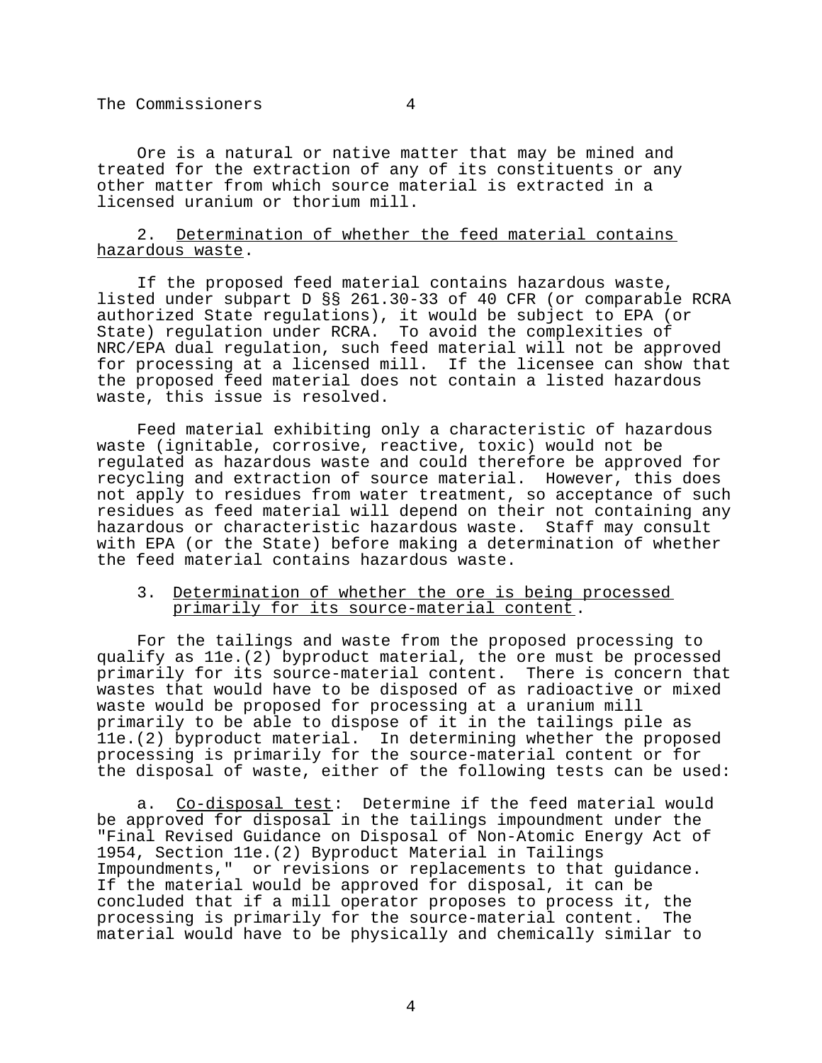Ore is a natural or native matter that may be mined and treated for the extraction of any of its constituents or any other matter from which source material is extracted in a licensed uranium or thorium mill.

2. Determination of whether the feed material contains hazardous waste.

If the proposed feed material contains hazardous waste, listed under subpart D §§ 261.30-33 of 40 CFR (or comparable RCRA authorized State regulations), it would be subject to EPA (or State) regulation under RCRA. To avoid the complexities of NRC/EPA dual regulation, such feed material will not be approved for processing at a licensed mill. If the licensee can show that the proposed feed material does not contain a listed hazardous waste, this issue is resolved.

Feed material exhibiting only a characteristic of hazardous waste (ignitable, corrosive, reactive, toxic) would not be regulated as hazardous waste and could therefore be approved for recycling and extraction of source material. However, this does not apply to residues from water treatment, so acceptance of such residues as feed material will depend on their not containing any hazardous or characteristic hazardous waste. Staff may consult with EPA (or the State) before making a determination of whether the feed material contains hazardous waste.

3. Determination of whether the ore is being processed primarily for its source-material content.

For the tailings and waste from the proposed processing to qualify as 11e.(2) byproduct material, the ore must be processed primarily for its source-material content. There is concern that wastes that would have to be disposed of as radioactive or mixed waste would be proposed for processing at a uranium mill primarily to be able to dispose of it in the tailings pile as 11e.(2) byproduct material. In determining whether the proposed processing is primarily for the source-material content or for the disposal of waste, either of the following tests can be used:

a. Co-disposal test: Determine if the feed material would be approved for disposal in the tailings impoundment under the "Final Revised Guidance on Disposal of Non-Atomic Energy Act of 1954, Section 11e.(2) Byproduct Material in Tailings Impoundments," or revisions or replacements to that guidance. If the material would be approved for disposal, it can be concluded that if a mill operator proposes to process it, the processing is primarily for the source-material content. The material would have to be physically and chemically similar to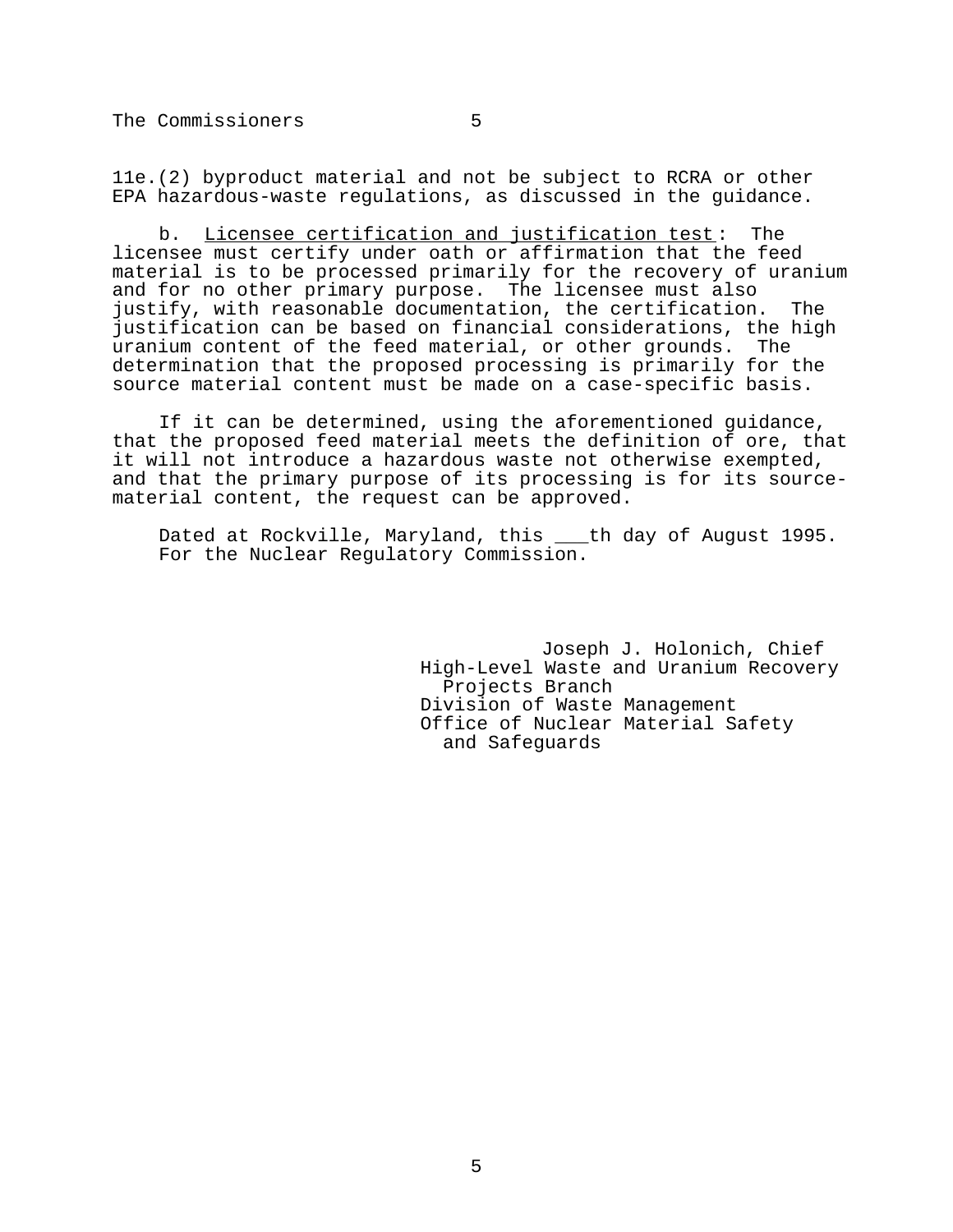11e.(2) byproduct material and not be subject to RCRA or other EPA hazardous-waste regulations, as discussed in the guidance.

b. Licensee certification and justification test: The licensee must certify under oath or affirmation that the feed material is to be processed primarily for the recovery of uranium and for no other primary purpose. The licensee must also justify, with reasonable documentation, the certification. The justification can be based on financial considerations, the high uranium content of the feed material, or other grounds. The determination that the proposed processing is primarily for the source material content must be made on a case-specific basis.

If it can be determined, using the aforementioned guidance, that the proposed feed material meets the definition of ore, that it will not introduce a hazardous waste not otherwise exempted, and that the primary purpose of its processing is for its source-material content, the request can be approved.

Dated at Rockville, Maryland, this ___th day of August 1995.
For the Nuclear Regulatory Commission.

Joseph J. Holonich, Chief
High-Level Waste and Uranium Recovery Projects Branch
Division of Waste Management
Office of Nuclear Material Safety and Safeguards